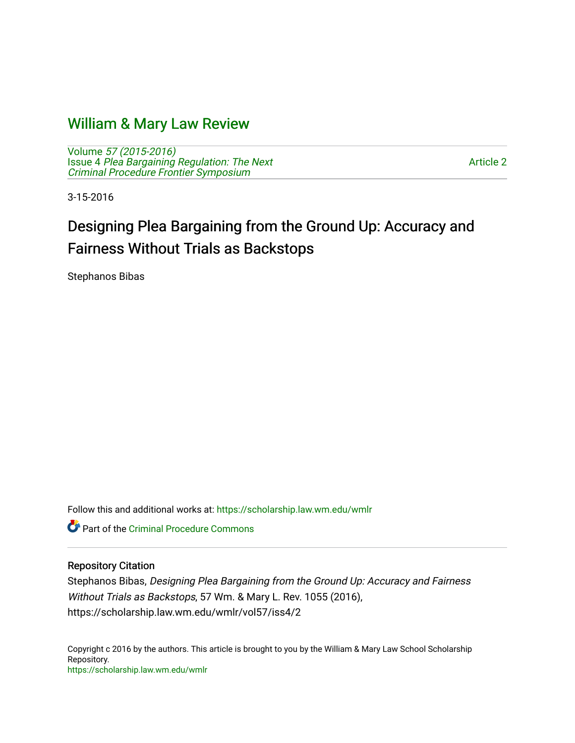# William & Mary Law Review

Volume *57 (2015-2016)*
Issue 4 *Plea Bargaining Regulation: The Next Criminal Procedure Frontier Symposium*

Article 2

3-15-2016

## Designing Plea Bargaining from the Ground Up: Accuracy and Fairness Without Trials as Backstops

Stephanos Bibas

Follow this and additional works at: https://scholarship.law.wm.edu/wmlr

Part of the Criminal Procedure Commons

### Repository Citation

Stephanos Bibas, *Designing Plea Bargaining from the Ground Up: Accuracy and Fairness Without Trials as Backstops*, 57 Wm. & Mary L. Rev. 1055 (2016), https://scholarship.law.wm.edu/wmlr/vol57/iss4/2

Copyright c 2016 by the authors. This article is brought to you by the William & Mary Law School Scholarship Repository.
https://scholarship.law.wm.edu/wmlr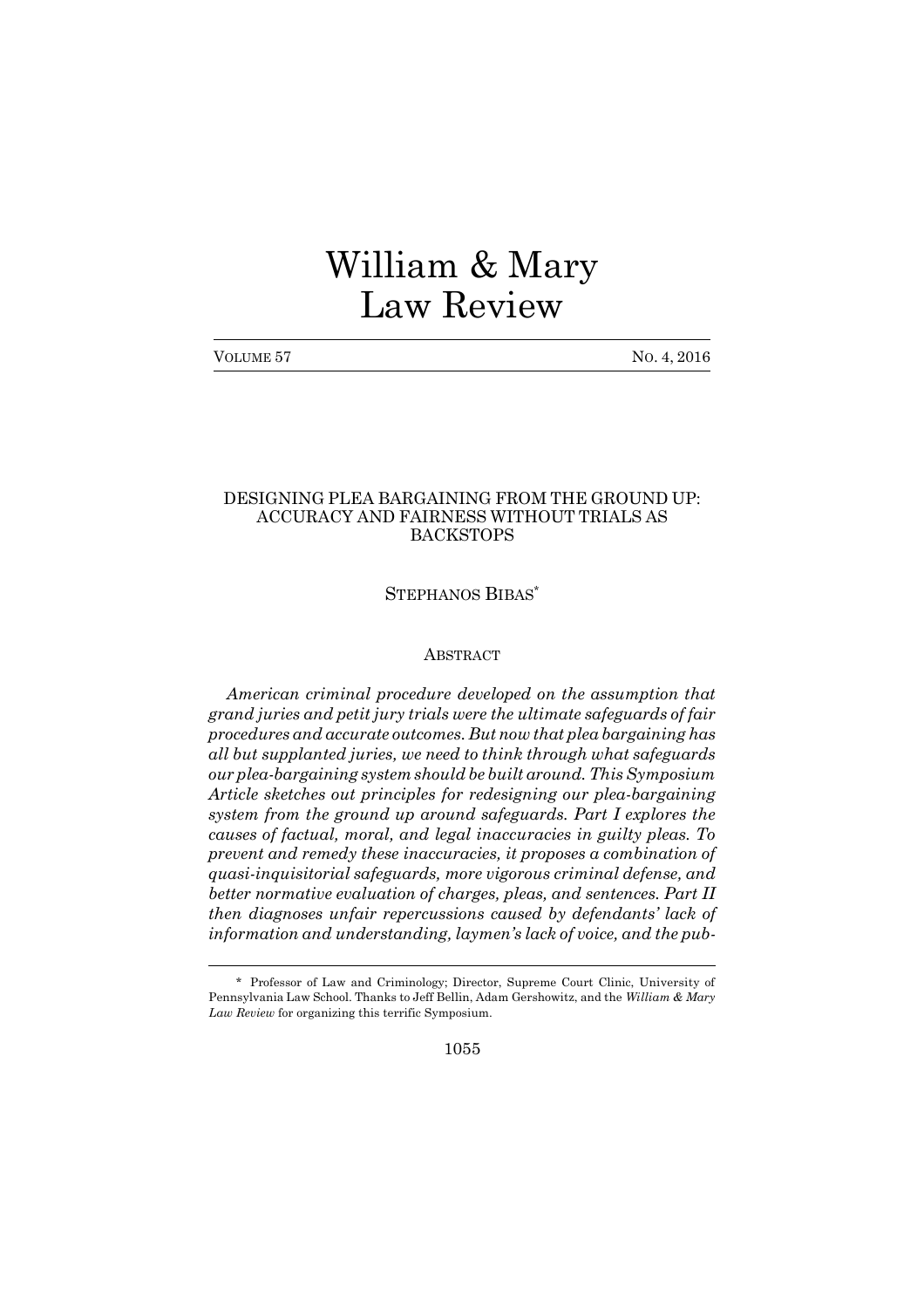# William & Mary Law Review

VOLUME 57 NO. 4, 2016

## DESIGNING PLEA BARGAINING FROM THE GROUND UP: ACCURACY AND FAIRNESS WITHOUT TRIALS AS BACKSTOPS

STEPHANOS BIBAS*

### ABSTRACT

*American criminal procedure developed on the assumption that grand juries and petit jury trials were the ultimate safeguards of fair procedures and accurate outcomes. But now that plea bargaining has all but supplanted juries, we need to think through what safeguards our plea-bargaining system should be built around. This Symposium Article sketches out principles for redesigning our plea-bargaining system from the ground up around safeguards. Part I explores the causes of factual, moral, and legal inaccuracies in guilty pleas. To prevent and remedy these inaccuracies, it proposes a combination of quasi-inquisitorial safeguards, more vigorous criminal defense, and better normative evaluation of charges, pleas, and sentences. Part II then diagnoses unfair repercussions caused by defendants' lack of information and understanding, laymen's lack of voice, and the pub-*

---

\* Professor of Law and Criminology; Director, Supreme Court Clinic, University of Pennsylvania Law School. Thanks to Jeff Bellin, Adam Gershowitz, and the *William & Mary Law Review* for organizing this terrific Symposium.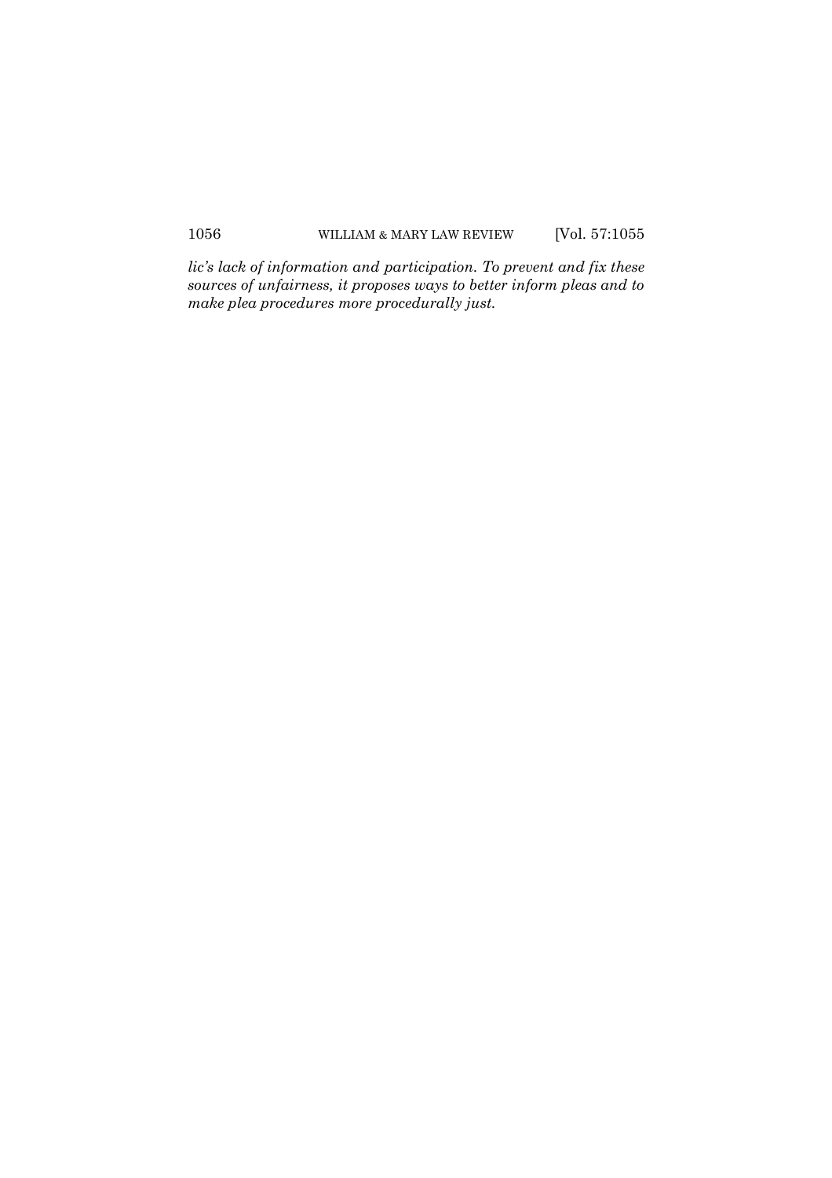*lic's lack of information and participation. To prevent and fix these sources of unfairness, it proposes ways to better inform pleas and to make plea procedures more procedurally just.*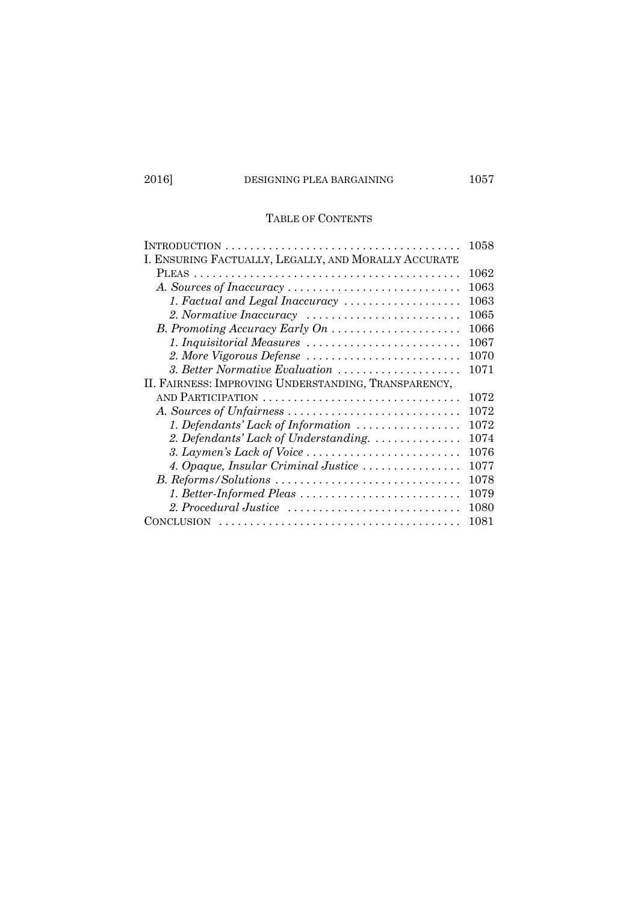## Table of Contents

| | |
|---|---|
| Introduction | 1058 |
| I. Ensuring Factually, Legally, and Morally Accurate Pleas | 1062 |
| *A. Sources of Inaccuracy* | 1063 |
| *1. Factual and Legal Inaccuracy* | 1063 |
| *2. Normative Inaccuracy* | 1065 |
| *B. Promoting Accuracy Early On* | 1066 |
| *1. Inquisitorial Measures* | 1067 |
| *2. More Vigorous Defense* | 1070 |
| *3. Better Normative Evaluation* | 1071 |
| II. Fairness: Improving Understanding, Transparency, and Participation | 1072 |
| *A. Sources of Unfairness* | 1072 |
| *1. Defendants' Lack of Information* | 1072 |
| *2. Defendants' Lack of Understanding.* | 1074 |
| *3. Laymen's Lack of Voice* | 1076 |
| *4. Opaque, Insular Criminal Justice* | 1077 |
| *B. Reforms/Solutions* | 1078 |
| *1. Better-Informed Pleas* | 1079 |
| *2. Procedural Justice* | 1080 |
| Conclusion | 1081 |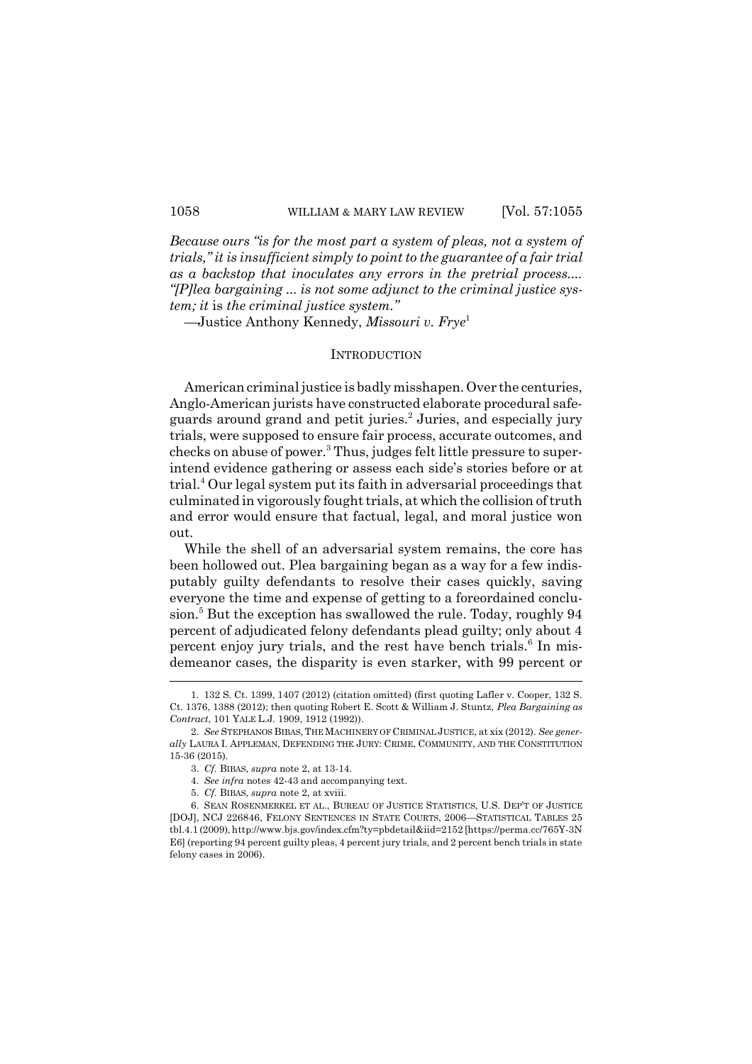*Because ours "is for the most part a system of pleas, not a system of trials," it is insufficient simply to point to the guarantee of a fair trial as a backstop that inoculates any errors in the pretrial process.... "[P]lea bargaining ... is not some adjunct to the criminal justice system; it* is *the criminal justice system."*

—Justice Anthony Kennedy, *Missouri v. Frye*[1]

## INTRODUCTION

American criminal justice is badly misshapen. Over the centuries, Anglo-American jurists have constructed elaborate procedural safeguards around grand and petit juries.[2] Juries, and especially jury trials, were supposed to ensure fair process, accurate outcomes, and checks on abuse of power.[3] Thus, judges felt little pressure to superintend evidence gathering or assess each side's stories before or at trial.[4] Our legal system put its faith in adversarial proceedings that culminated in vigorously fought trials, at which the collision of truth and error would ensure that factual, legal, and moral justice won out.

While the shell of an adversarial system remains, the core has been hollowed out. Plea bargaining began as a way for a few indisputably guilty defendants to resolve their cases quickly, saving everyone the time and expense of getting to a foreordained conclusion.[5] But the exception has swallowed the rule. Today, roughly 94 percent of adjudicated felony defendants plead guilty; only about 4 percent enjoy jury trials, and the rest have bench trials.[6] In misdemeanor cases, the disparity is even starker, with 99 percent or

---

1. 132 S. Ct. 1399, 1407 (2012) (citation omitted) (first quoting Lafler v. Cooper, 132 S. Ct. 1376, 1388 (2012); then quoting Robert E. Scott & William J. Stuntz, *Plea Bargaining as Contract*, 101 YALE L.J. 1909, 1912 (1992)).

2. *See* STEPHANOS BIBAS, THE MACHINERY OF CRIMINAL JUSTICE, at xix (2012). *See generally* LAURA I. APPLEMAN, DEFENDING THE JURY: CRIME, COMMUNITY, AND THE CONSTITUTION 15-36 (2015).

3. *Cf.* BIBAS, *supra* note 2, at 13-14.

4. *See infra* notes 42-43 and accompanying text.

5. *Cf.* BIBAS, *supra* note 2, at xviii.

6. SEAN ROSENMERKEL ET AL., BUREAU OF JUSTICE STATISTICS, U.S. DEP'T OF JUSTICE [DOJ], NCJ 226846, FELONY SENTENCES IN STATE COURTS, 2006—STATISTICAL TABLES 25 tbl.4.1 (2009), http://www.bjs.gov/index.cfm?ty=pbdetail&iid=2152 [https://perma.cc/765Y-3NE6] (reporting 94 percent guilty pleas, 4 percent jury trials, and 2 percent bench trials in state felony cases in 2006).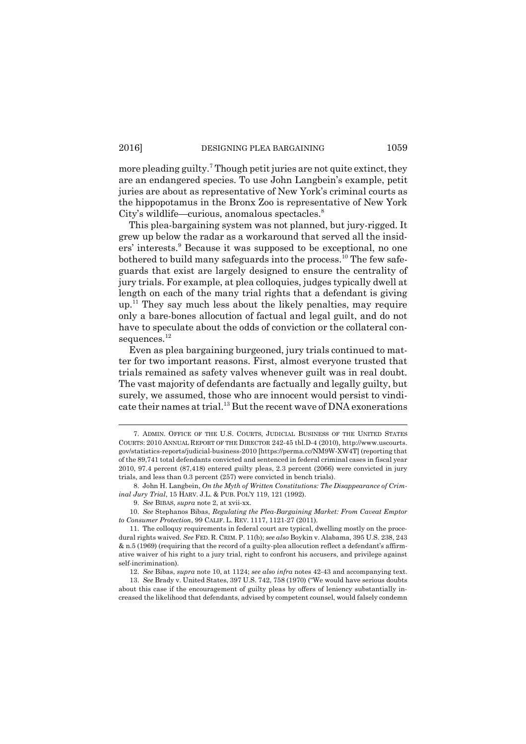more pleading guilty.[7] Though petit juries are not quite extinct, they are an endangered species. To use John Langbein's example, petit juries are about as representative of New York's criminal courts as the hippopotamus in the Bronx Zoo is representative of New York City's wildlife—curious, anomalous spectacles.[8]

This plea-bargaining system was not planned, but jury-rigged. It grew up below the radar as a workaround that served all the insiders' interests.[9] Because it was supposed to be exceptional, no one bothered to build many safeguards into the process.[10] The few safeguards that exist are largely designed to ensure the centrality of jury trials. For example, at plea colloquies, judges typically dwell at length on each of the many trial rights that a defendant is giving up.[11] They say much less about the likely penalties, may require only a bare-bones allocution of factual and legal guilt, and do not have to speculate about the odds of conviction or the collateral consequences.[12]

Even as plea bargaining burgeoned, jury trials continued to matter for two important reasons. First, almost everyone trusted that trials remained as safety valves whenever guilt was in real doubt. The vast majority of defendants are factually and legally guilty, but surely, we assumed, those who are innocent would persist to vindicate their names at trial.[13] But the recent wave of DNA exonerations

---

7. ADMIN. OFFICE OF THE U.S. COURTS, JUDICIAL BUSINESS OF THE UNITED STATES COURTS: 2010 ANNUAL REPORT OF THE DIRECTOR 242-45 tbl.D-4 (2010), http://www.uscourts.gov/statistics-reports/judicial-business-2010 [https://perma.cc/NM9W-XW4T] (reporting that of the 89,741 total defendants convicted and sentenced in federal criminal cases in fiscal year 2010, 97.4 percent (87,418) entered guilty pleas, 2.3 percent (2066) were convicted in jury trials, and less than 0.3 percent (257) were convicted in bench trials).

8. John H. Langbein, *On the Myth of Written Constitutions: The Disappearance of Criminal Jury Trial*, 15 HARV. J.L. & PUB. POL'Y 119, 121 (1992).

9. *See* BIBAS, *supra* note 2, at xvii-xx.

10. *See* Stephanos Bibas, *Regulating the Plea-Bargaining Market: From Caveat Emptor to Consumer Protection*, 99 CALIF. L. REV. 1117, 1121-27 (2011).

11. The colloquy requirements in federal court are typical, dwelling mostly on the procedural rights waived. *See* FED. R. CRIM. P. 11(b); *see also* Boykin v. Alabama, 395 U.S. 238, 243 & n.5 (1969) (requiring that the record of a guilty-plea allocution reflect a defendant's affirmative waiver of his right to a jury trial, right to confront his accusers, and privilege against self-incrimination).

12. *See* Bibas, *supra* note 10, at 1124; *see also infra* notes 42-43 and accompanying text.

13. *See* Brady v. United States, 397 U.S. 742, 758 (1970) ("We would have serious doubts about this case if the encouragement of guilty pleas by offers of leniency substantially increased the likelihood that defendants, advised by competent counsel, would falsely condemn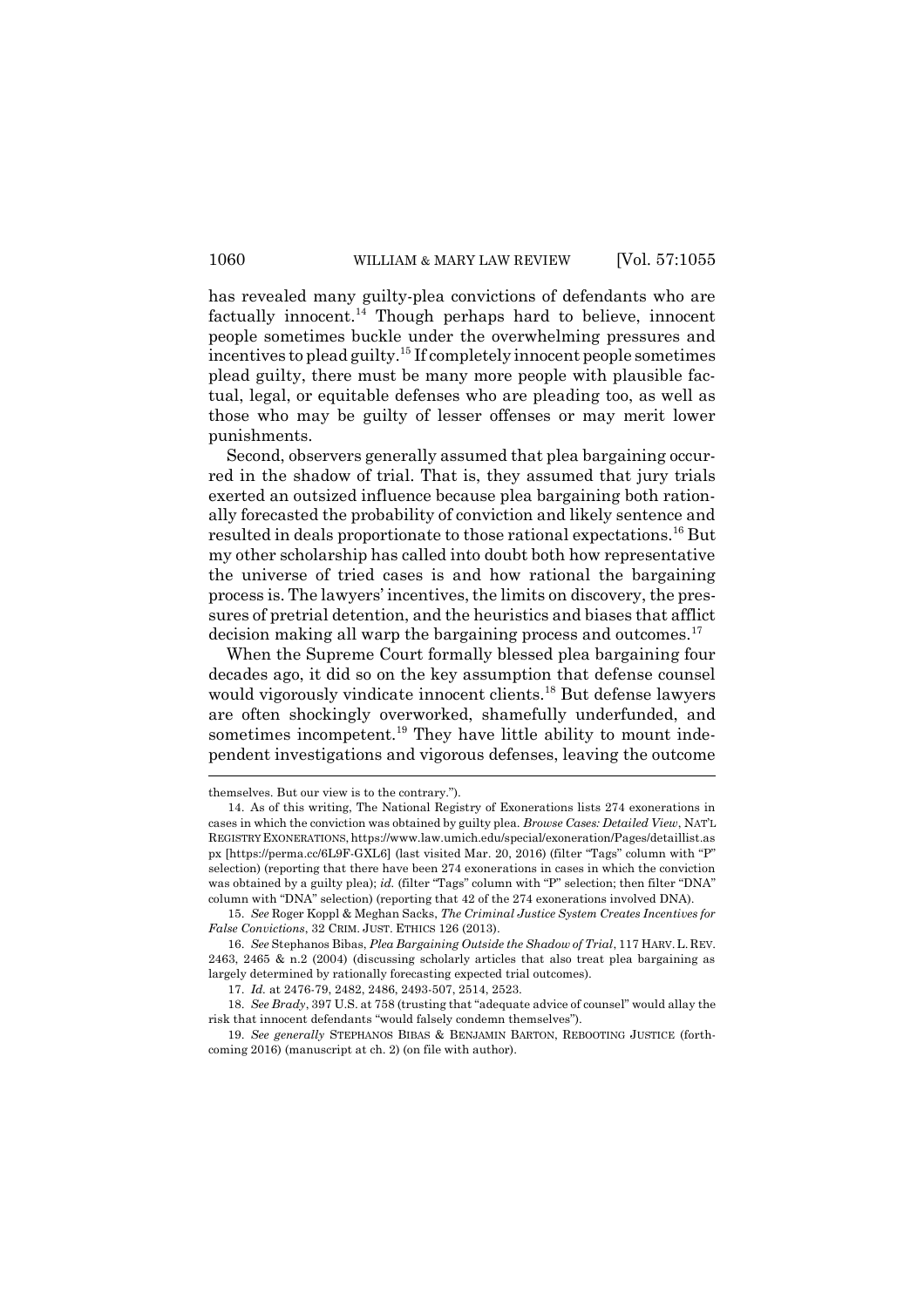has revealed many guilty-plea convictions of defendants who are factually innocent.[14] Though perhaps hard to believe, innocent people sometimes buckle under the overwhelming pressures and incentives to plead guilty.[15] If completely innocent people sometimes plead guilty, there must be many more people with plausible factual, legal, or equitable defenses who are pleading too, as well as those who may be guilty of lesser offenses or may merit lower punishments.

Second, observers generally assumed that plea bargaining occurred in the shadow of trial. That is, they assumed that jury trials exerted an outsized influence because plea bargaining both rationally forecasted the probability of conviction and likely sentence and resulted in deals proportionate to those rational expectations.[16] But my other scholarship has called into doubt both how representative the universe of tried cases is and how rational the bargaining process is. The lawyers' incentives, the limits on discovery, the pressures of pretrial detention, and the heuristics and biases that afflict decision making all warp the bargaining process and outcomes.[17]

When the Supreme Court formally blessed plea bargaining four decades ago, it did so on the key assumption that defense counsel would vigorously vindicate innocent clients.[18] But defense lawyers are often shockingly overworked, shamefully underfunded, and sometimes incompetent.[19] They have little ability to mount independent investigations and vigorous defenses, leaving the outcome

---

themselves. But our view is to the contrary.").

14. As of this writing, The National Registry of Exonerations lists 274 exonerations in cases in which the conviction was obtained by guilty plea. *Browse Cases: Detailed View*, NAT'L REGISTRY EXONERATIONS, https://www.law.umich.edu/special/exoneration/Pages/detaillist.aspx [https://perma.cc/6L9F-GXL6] (last visited Mar. 20, 2016) (filter "Tags" column with "P" selection) (reporting that there have been 274 exonerations in cases in which the conviction was obtained by a guilty plea); *id.* (filter "Tags" column with "P" selection; then filter "DNA" column with "DNA" selection) (reporting that 42 of the 274 exonerations involved DNA).

15. *See* Roger Koppl & Meghan Sacks, *The Criminal Justice System Creates Incentives for False Convictions*, 32 CRIM. JUST. ETHICS 126 (2013).

16. *See* Stephanos Bibas, *Plea Bargaining Outside the Shadow of Trial*, 117 HARV. L. REV. 2463, 2465 & n.2 (2004) (discussing scholarly articles that also treat plea bargaining as largely determined by rationally forecasting expected trial outcomes).

17. *Id.* at 2476-79, 2482, 2486, 2493-507, 2514, 2523.

18. *See Brady*, 397 U.S. at 758 (trusting that "adequate advice of counsel" would allay the risk that innocent defendants "would falsely condemn themselves").

19. *See generally* STEPHANOS BIBAS & BENJAMIN BARTON, REBOOTING JUSTICE (forthcoming 2016) (manuscript at ch. 2) (on file with author).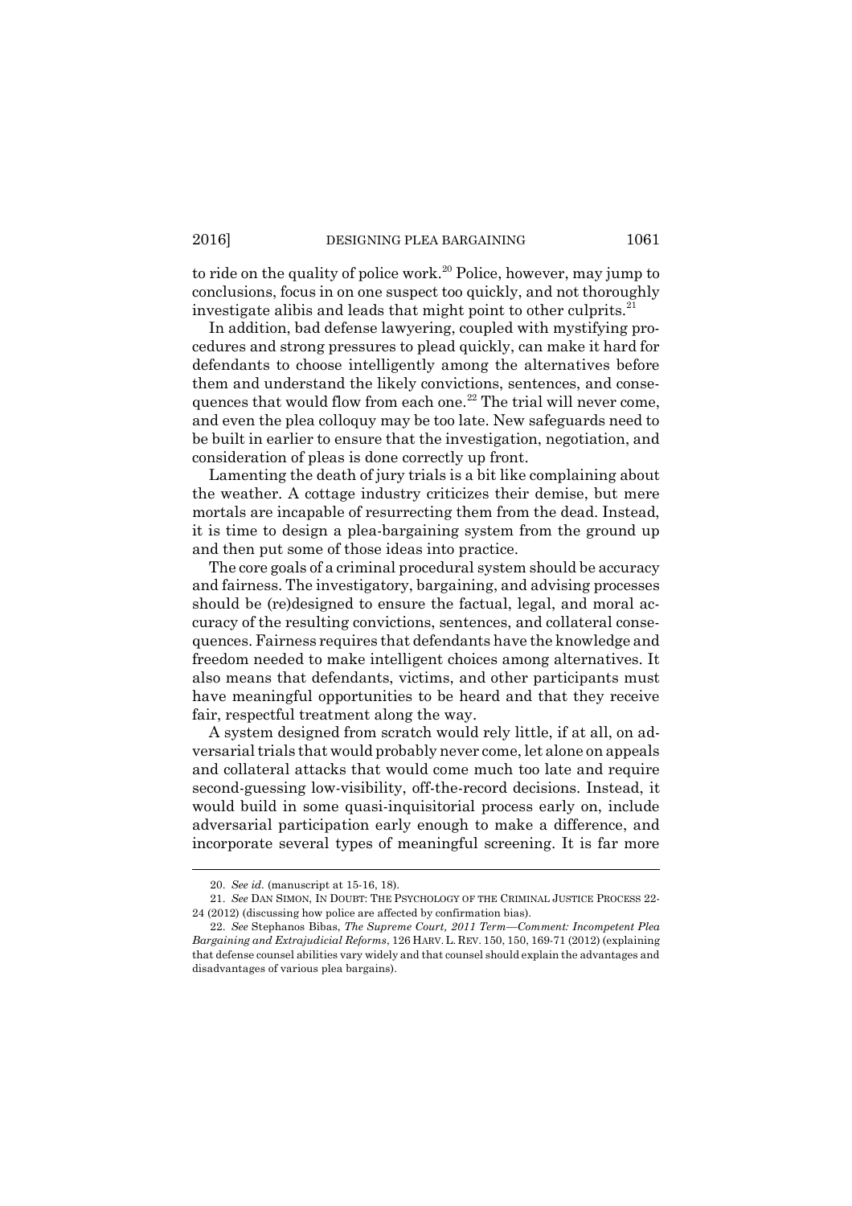to ride on the quality of police work.[20] Police, however, may jump to conclusions, focus in on one suspect too quickly, and not thoroughly investigate alibis and leads that might point to other culprits.[21]

In addition, bad defense lawyering, coupled with mystifying procedures and strong pressures to plead quickly, can make it hard for defendants to choose intelligently among the alternatives before them and understand the likely convictions, sentences, and consequences that would flow from each one.[22] The trial will never come, and even the plea colloquy may be too late. New safeguards need to be built in earlier to ensure that the investigation, negotiation, and consideration of pleas is done correctly up front.

Lamenting the death of jury trials is a bit like complaining about the weather. A cottage industry criticizes their demise, but mere mortals are incapable of resurrecting them from the dead. Instead, it is time to design a plea-bargaining system from the ground up and then put some of those ideas into practice.

The core goals of a criminal procedural system should be accuracy and fairness. The investigatory, bargaining, and advising processes should be (re)designed to ensure the factual, legal, and moral accuracy of the resulting convictions, sentences, and collateral consequences. Fairness requires that defendants have the knowledge and freedom needed to make intelligent choices among alternatives. It also means that defendants, victims, and other participants must have meaningful opportunities to be heard and that they receive fair, respectful treatment along the way.

A system designed from scratch would rely little, if at all, on adversarial trials that would probably never come, let alone on appeals and collateral attacks that would come much too late and require second-guessing low-visibility, off-the-record decisions. Instead, it would build in some quasi-inquisitorial process early on, include adversarial participation early enough to make a difference, and incorporate several types of meaningful screening. It is far more

---

20. *See id.* (manuscript at 15-16, 18).

21. *See* DAN SIMON, IN DOUBT: THE PSYCHOLOGY OF THE CRIMINAL JUSTICE PROCESS 22-24 (2012) (discussing how police are affected by confirmation bias).

22. *See* Stephanos Bibas, *The Supreme Court, 2011 Term—Comment: Incompetent Plea Bargaining and Extrajudicial Reforms*, 126 HARV. L. REV. 150, 150, 169-71 (2012) (explaining that defense counsel abilities vary widely and that counsel should explain the advantages and disadvantages of various plea bargains).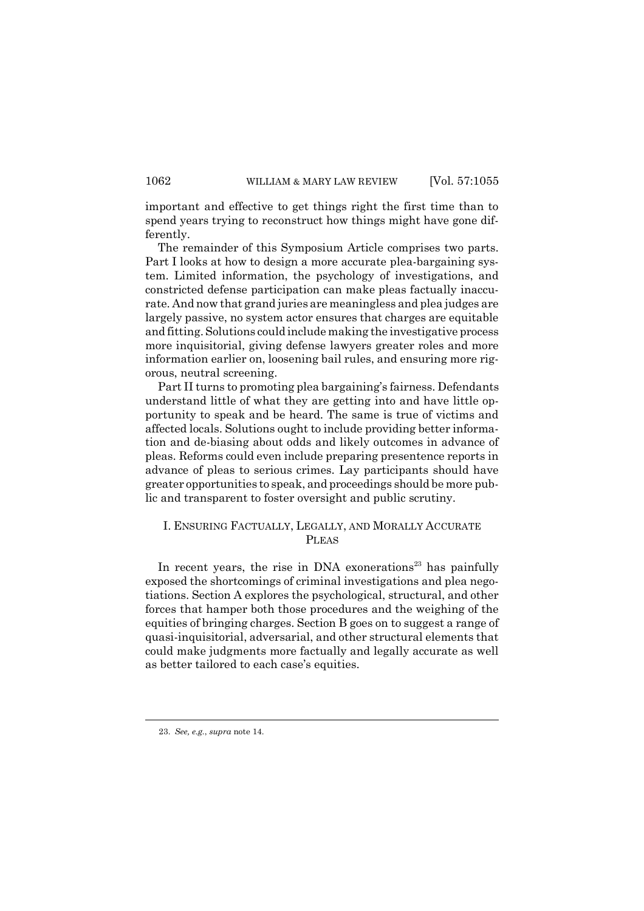important and effective to get things right the first time than to spend years trying to reconstruct how things might have gone differently.

The remainder of this Symposium Article comprises two parts. Part I looks at how to design a more accurate plea-bargaining system. Limited information, the psychology of investigations, and constricted defense participation can make pleas factually inaccurate. And now that grand juries are meaningless and plea judges are largely passive, no system actor ensures that charges are equitable and fitting. Solutions could include making the investigative process more inquisitorial, giving defense lawyers greater roles and more information earlier on, loosening bail rules, and ensuring more rigorous, neutral screening.

Part II turns to promoting plea bargaining's fairness. Defendants understand little of what they are getting into and have little opportunity to speak and be heard. The same is true of victims and affected locals. Solutions ought to include providing better information and de-biasing about odds and likely outcomes in advance of pleas. Reforms could even include preparing presentence reports in advance of pleas to serious crimes. Lay participants should have greater opportunities to speak, and proceedings should be more public and transparent to foster oversight and public scrutiny.

## I. ENSURING FACTUALLY, LEGALLY, AND MORALLY ACCURATE PLEAS

In recent years, the rise in DNA exonerations[23] has painfully exposed the shortcomings of criminal investigations and plea negotiations. Section A explores the psychological, structural, and other forces that hamper both those procedures and the weighing of the equities of bringing charges. Section B goes on to suggest a range of quasi-inquisitorial, adversarial, and other structural elements that could make judgments more factually and legally accurate as well as better tailored to each case's equities.

---

23. *See, e.g.*, *supra* note 14.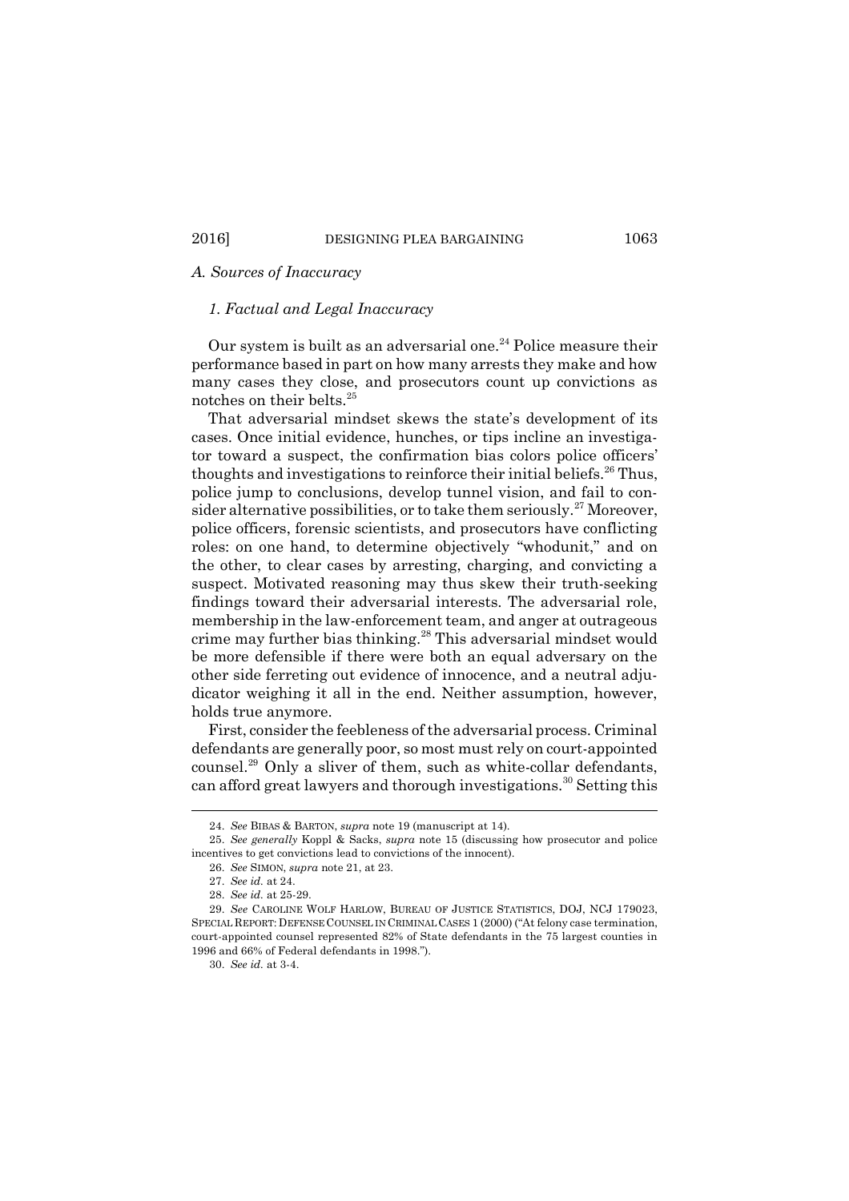### *A. Sources of Inaccuracy*

#### *1. Factual and Legal Inaccuracy*

Our system is built as an adversarial one.[24] Police measure their performance based in part on how many arrests they make and how many cases they close, and prosecutors count up convictions as notches on their belts.[25]

That adversarial mindset skews the state's development of its cases. Once initial evidence, hunches, or tips incline an investigator toward a suspect, the confirmation bias colors police officers' thoughts and investigations to reinforce their initial beliefs.[26] Thus, police jump to conclusions, develop tunnel vision, and fail to consider alternative possibilities, or to take them seriously.[27] Moreover, police officers, forensic scientists, and prosecutors have conflicting roles: on one hand, to determine objectively "whodunit," and on the other, to clear cases by arresting, charging, and convicting a suspect. Motivated reasoning may thus skew their truth-seeking findings toward their adversarial interests. The adversarial role, membership in the law-enforcement team, and anger at outrageous crime may further bias thinking.[28] This adversarial mindset would be more defensible if there were both an equal adversary on the other side ferreting out evidence of innocence, and a neutral adjudicator weighing it all in the end. Neither assumption, however, holds true anymore.

First, consider the feebleness of the adversarial process. Criminal defendants are generally poor, so most must rely on court-appointed counsel.[29] Only a sliver of them, such as white-collar defendants, can afford great lawyers and thorough investigations.[30] Setting this

---

24. *See* BIBAS & BARTON, *supra* note 19 (manuscript at 14).

25. *See generally* Koppl & Sacks, *supra* note 15 (discussing how prosecutor and police incentives to get convictions lead to convictions of the innocent).

26. *See* SIMON, *supra* note 21, at 23.

27. *See id.* at 24.

28. *See id.* at 25-29.

29. *See* CAROLINE WOLF HARLOW, BUREAU OF JUSTICE STATISTICS, DOJ, NCJ 179023, SPECIAL REPORT: DEFENSE COUNSEL IN CRIMINAL CASES 1 (2000) ("At felony case termination, court-appointed counsel represented 82% of State defendants in the 75 largest counties in 1996 and 66% of Federal defendants in 1998.").

30. *See id.* at 3-4.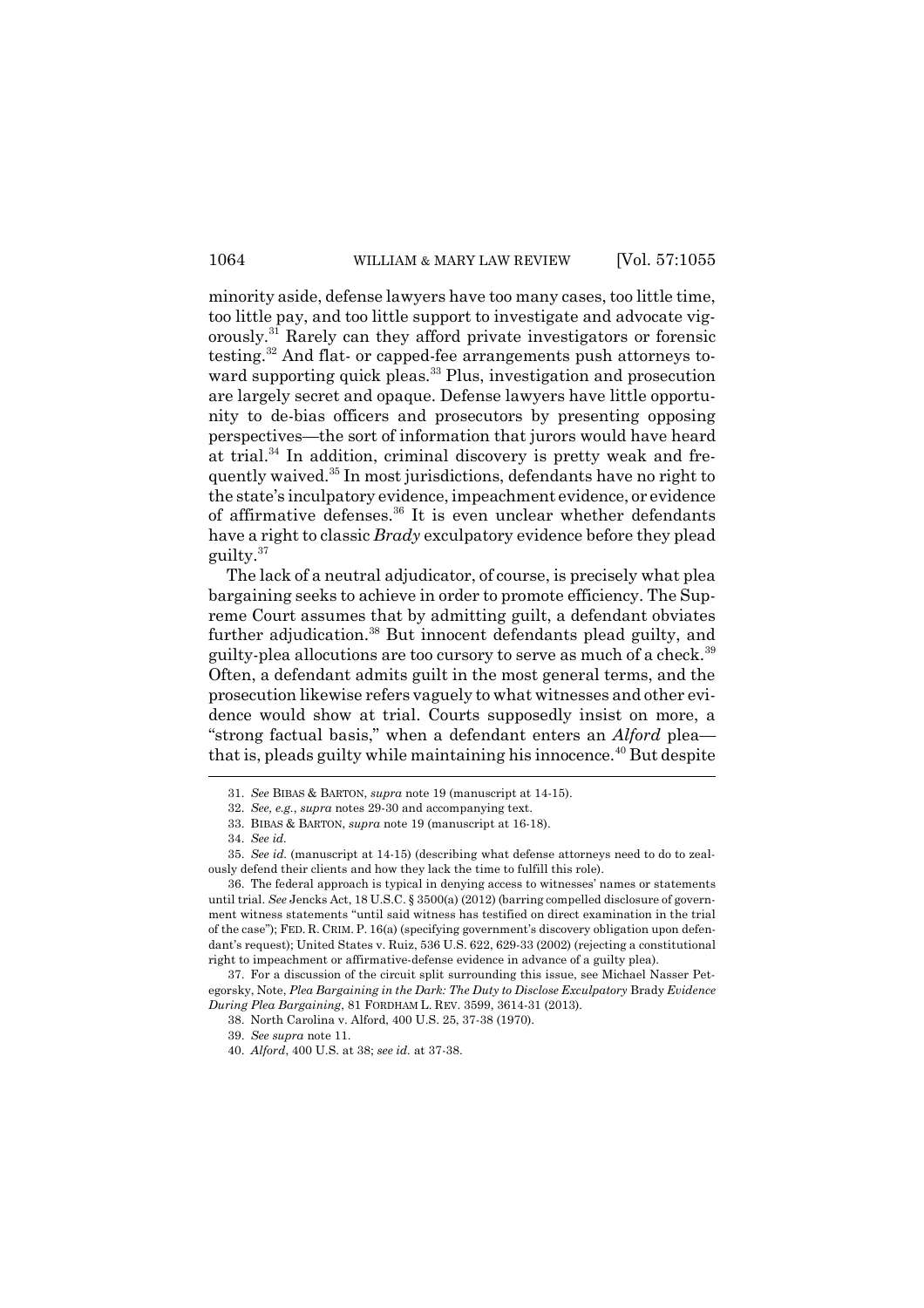minority aside, defense lawyers have too many cases, too little time, too little pay, and too little support to investigate and advocate vigorously.[31] Rarely can they afford private investigators or forensic testing.[32] And flat- or capped-fee arrangements push attorneys toward supporting quick pleas.[33] Plus, investigation and prosecution are largely secret and opaque. Defense lawyers have little opportunity to de-bias officers and prosecutors by presenting opposing perspectives—the sort of information that jurors would have heard at trial.[34] In addition, criminal discovery is pretty weak and frequently waived.[35] In most jurisdictions, defendants have no right to the state's inculpatory evidence, impeachment evidence, or evidence of affirmative defenses.[36] It is even unclear whether defendants have a right to classic *Brady* exculpatory evidence before they plead guilty.[37]

The lack of a neutral adjudicator, of course, is precisely what plea bargaining seeks to achieve in order to promote efficiency. The Supreme Court assumes that by admitting guilt, a defendant obviates further adjudication.[38] But innocent defendants plead guilty, and guilty-plea allocutions are too cursory to serve as much of a check.[39] Often, a defendant admits guilt in the most general terms, and the prosecution likewise refers vaguely to what witnesses and other evidence would show at trial. Courts supposedly insist on more, a "strong factual basis," when a defendant enters an *Alford* plea—that is, pleads guilty while maintaining his innocence.[40] But despite

---

31. *See* BIBAS & BARTON, *supra* note 19 (manuscript at 14-15).

32. *See, e.g.*, *supra* notes 29-30 and accompanying text.

33. BIBAS & BARTON, *supra* note 19 (manuscript at 16-18).

34. *See id.*

35. *See id.* (manuscript at 14-15) (describing what defense attorneys need to do to zealously defend their clients and how they lack the time to fulfill this role).

36. The federal approach is typical in denying access to witnesses' names or statements until trial. *See* Jencks Act, 18 U.S.C. § 3500(a) (2012) (barring compelled disclosure of government witness statements "until said witness has testified on direct examination in the trial of the case"); FED. R. CRIM. P. 16(a) (specifying government's discovery obligation upon defendant's request); United States v. Ruiz, 536 U.S. 622, 629-33 (2002) (rejecting a constitutional right to impeachment or affirmative-defense evidence in advance of a guilty plea).

37. For a discussion of the circuit split surrounding this issue, see Michael Nasser Petegorsky, Note, *Plea Bargaining in the Dark: The Duty to Disclose Exculpatory* Brady *Evidence During Plea Bargaining*, 81 FORDHAM L. REV. 3599, 3614-31 (2013).

38. North Carolina v. Alford, 400 U.S. 25, 37-38 (1970).

39. *See supra* note 11.

40. *Alford*, 400 U.S. at 38; *see id.* at 37-38.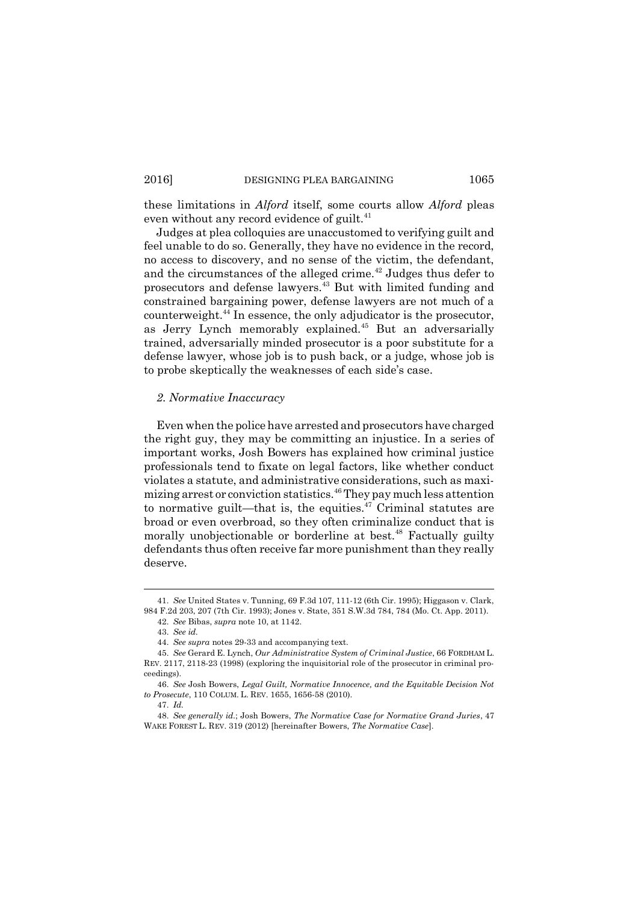these limitations in *Alford* itself, some courts allow *Alford* pleas even without any record evidence of guilt.[41]

Judges at plea colloquies are unaccustomed to verifying guilt and feel unable to do so. Generally, they have no evidence in the record, no access to discovery, and no sense of the victim, the defendant, and the circumstances of the alleged crime.[42] Judges thus defer to prosecutors and defense lawyers.[43] But with limited funding and constrained bargaining power, defense lawyers are not much of a counterweight.[44] In essence, the only adjudicator is the prosecutor, as Jerry Lynch memorably explained.[45] But an adversarially trained, adversarially minded prosecutor is a poor substitute for a defense lawyer, whose job is to push back, or a judge, whose job is to probe skeptically the weaknesses of each side's case.

### *2. Normative Inaccuracy*

Even when the police have arrested and prosecutors have charged the right guy, they may be committing an injustice. In a series of important works, Josh Bowers has explained how criminal justice professionals tend to fixate on legal factors, like whether conduct violates a statute, and administrative considerations, such as maximizing arrest or conviction statistics.[46] They pay much less attention to normative guilt—that is, the equities.[47] Criminal statutes are broad or even overbroad, so they often criminalize conduct that is morally unobjectionable or borderline at best.[48] Factually guilty defendants thus often receive far more punishment than they really deserve.

---

41. *See* United States v. Tunning, 69 F.3d 107, 111-12 (6th Cir. 1995); Higgason v. Clark, 984 F.2d 203, 207 (7th Cir. 1993); Jones v. State, 351 S.W.3d 784, 784 (Mo. Ct. App. 2011).

42. *See* Bibas, *supra* note 10, at 1142.

43. *See id.*

44. *See supra* notes 29-33 and accompanying text.

45. *See* Gerard E. Lynch, *Our Administrative System of Criminal Justice*, 66 FORDHAM L. REV. 2117, 2118-23 (1998) (exploring the inquisitorial role of the prosecutor in criminal proceedings).

46. *See* Josh Bowers, *Legal Guilt, Normative Innocence, and the Equitable Decision Not to Prosecute*, 110 COLUM. L. REV. 1655, 1656-58 (2010).

47. *Id.*

48. *See generally id.*; Josh Bowers, *The Normative Case for Normative Grand Juries*, 47 WAKE FOREST L. REV. 319 (2012) [hereinafter Bowers, *The Normative Case*].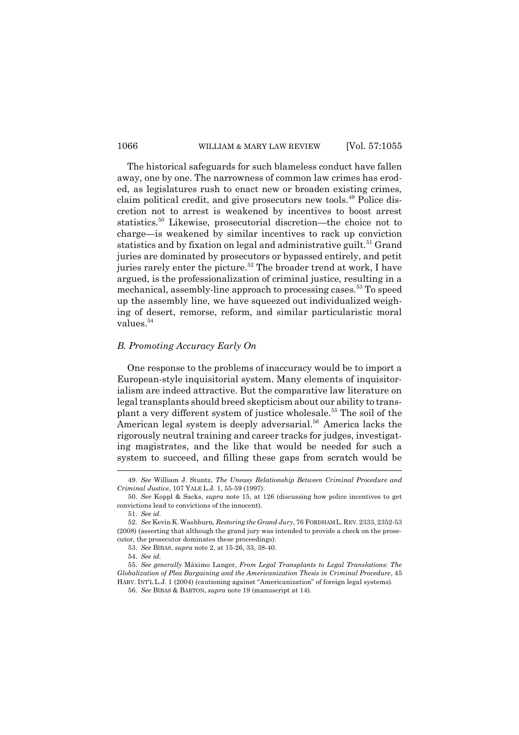The historical safeguards for such blameless conduct have fallen away, one by one. The narrowness of common law crimes has eroded, as legislatures rush to enact new or broaden existing crimes, claim political credit, and give prosecutors new tools.[49] Police discretion not to arrest is weakened by incentives to boost arrest statistics.[50] Likewise, prosecutorial discretion—the choice not to charge—is weakened by similar incentives to rack up conviction statistics and by fixation on legal and administrative guilt.[51] Grand juries are dominated by prosecutors or bypassed entirely, and petit juries rarely enter the picture.[52] The broader trend at work, I have argued, is the professionalization of criminal justice, resulting in a mechanical, assembly-line approach to processing cases.[53] To speed up the assembly line, we have squeezed out individualized weighing of desert, remorse, reform, and similar particularistic moral values.[54]

### *B. Promoting Accuracy Early On*

One response to the problems of inaccuracy would be to import a European-style inquisitorial system. Many elements of inquisitorialism are indeed attractive. But the comparative law literature on legal transplants should breed skepticism about our ability to transplant a very different system of justice wholesale.[55] The soil of the American legal system is deeply adversarial.[56] America lacks the rigorously neutral training and career tracks for judges, investigating magistrates, and the like that would be needed for such a system to succeed, and filling these gaps from scratch would be

---

49. *See* William J. Stuntz, *The Uneasy Relationship Between Criminal Procedure and Criminal Justice*, 107 YALE L.J. 1, 55-59 (1997).

50. *See* Koppl & Sacks, *supra* note 15, at 126 (discussing how police incentives to get convictions lead to convictions of the innocent).

51. *See id.*

52. *See* Kevin K. Washburn, *Restoring the Grand Jury*, 76 FORDHAM L. REV. 2333, 2352-53 (2008) (asserting that although the grand jury was intended to provide a check on the prosecutor, the prosecutor dominates these proceedings).

53. *See* BIBAS, *supra* note 2, at 15-26, 33, 38-40.

54. *See id.*

55. *See generally* Máximo Langer, *From Legal Transplants to Legal Translations: The Globalization of Plea Bargaining and the Americanization Thesis in Criminal Procedure*, 45 HARV. INT'L L.J. 1 (2004) (cautioning against "Americanization" of foreign legal systems).

56. *See* BIBAS & BARTON, *supra* note 19 (manuscript at 14).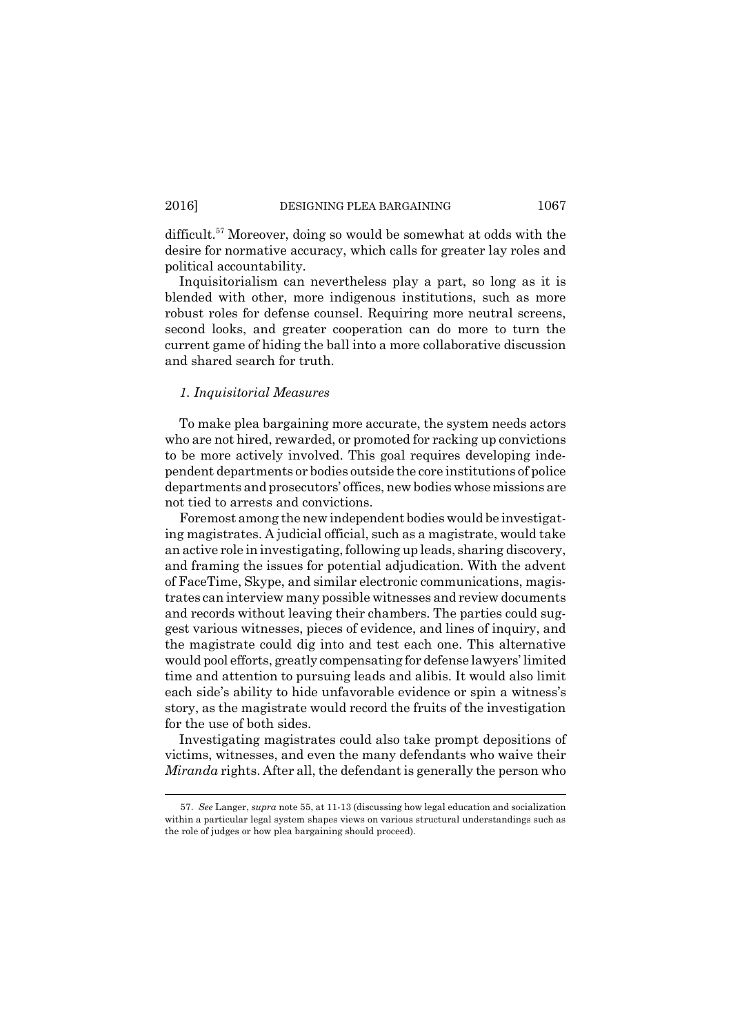difficult.[57] Moreover, doing so would be somewhat at odds with the desire for normative accuracy, which calls for greater lay roles and political accountability.

Inquisitorialism can nevertheless play a part, so long as it is blended with other, more indigenous institutions, such as more robust roles for defense counsel. Requiring more neutral screens, second looks, and greater cooperation can do more to turn the current game of hiding the ball into a more collaborative discussion and shared search for truth.

### *1. Inquisitorial Measures*

To make plea bargaining more accurate, the system needs actors who are not hired, rewarded, or promoted for racking up convictions to be more actively involved. This goal requires developing independent departments or bodies outside the core institutions of police departments and prosecutors' offices, new bodies whose missions are not tied to arrests and convictions.

Foremost among the new independent bodies would be investigating magistrates. A judicial official, such as a magistrate, would take an active role in investigating, following up leads, sharing discovery, and framing the issues for potential adjudication. With the advent of FaceTime, Skype, and similar electronic communications, magistrates can interview many possible witnesses and review documents and records without leaving their chambers. The parties could suggest various witnesses, pieces of evidence, and lines of inquiry, and the magistrate could dig into and test each one. This alternative would pool efforts, greatly compensating for defense lawyers' limited time and attention to pursuing leads and alibis. It would also limit each side's ability to hide unfavorable evidence or spin a witness's story, as the magistrate would record the fruits of the investigation for the use of both sides.

Investigating magistrates could also take prompt depositions of victims, witnesses, and even the many defendants who waive their *Miranda* rights. After all, the defendant is generally the person who

---

57. *See* Langer, *supra* note 55, at 11-13 (discussing how legal education and socialization within a particular legal system shapes views on various structural understandings such as the role of judges or how plea bargaining should proceed).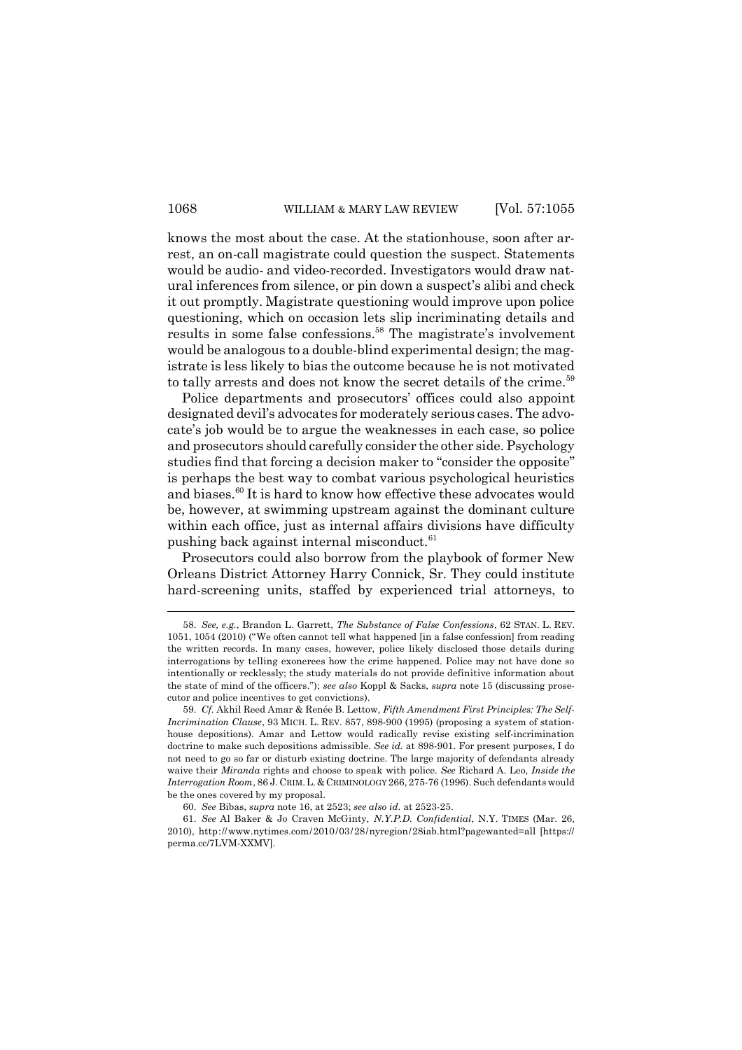knows the most about the case. At the stationhouse, soon after arrest, an on-call magistrate could question the suspect. Statements would be audio- and video-recorded. Investigators would draw natural inferences from silence, or pin down a suspect's alibi and check it out promptly. Magistrate questioning would improve upon police questioning, which on occasion lets slip incriminating details and results in some false confessions.[58] The magistrate's involvement would be analogous to a double-blind experimental design; the magistrate is less likely to bias the outcome because he is not motivated to tally arrests and does not know the secret details of the crime.[59]

Police departments and prosecutors' offices could also appoint designated devil's advocates for moderately serious cases. The advocate's job would be to argue the weaknesses in each case, so police and prosecutors should carefully consider the other side. Psychology studies find that forcing a decision maker to "consider the opposite" is perhaps the best way to combat various psychological heuristics and biases.[60] It is hard to know how effective these advocates would be, however, at swimming upstream against the dominant culture within each office, just as internal affairs divisions have difficulty pushing back against internal misconduct.[61]

Prosecutors could also borrow from the playbook of former New Orleans District Attorney Harry Connick, Sr. They could institute hard-screening units, staffed by experienced trial attorneys, to

---

58. *See, e.g.*, Brandon L. Garrett, *The Substance of False Confessions*, 62 STAN. L. REV. 1051, 1054 (2010) ("We often cannot tell what happened [in a false confession] from reading the written records. In many cases, however, police likely disclosed those details during interrogations by telling exonerees how the crime happened. Police may not have done so intentionally or recklessly; the study materials do not provide definitive information about the state of mind of the officers."); *see also* Koppl & Sacks, *supra* note 15 (discussing prosecutor and police incentives to get convictions).

59. *Cf.* Akhil Reed Amar & Renée B. Lettow, *Fifth Amendment First Principles: The Self-Incrimination Clause*, 93 MICH. L. REV. 857, 898-900 (1995) (proposing a system of stationhouse depositions). Amar and Lettow would radically revise existing self-incrimination doctrine to make such depositions admissible. *See id.* at 898-901. For present purposes, I do not need to go so far or disturb existing doctrine. The large majority of defendants already waive their *Miranda* rights and choose to speak with police. *See* Richard A. Leo, *Inside the Interrogation Room*, 86 J. CRIM. L. & CRIMINOLOGY 266, 275-76 (1996). Such defendants would be the ones covered by my proposal.

60. *See* Bibas, *supra* note 16, at 2523; *see also id.* at 2523-25.

61. *See* Al Baker & Jo Craven McGinty, *N.Y.P.D. Confidential*, N.Y. TIMES (Mar. 26, 2010), http://www.nytimes.com/2010/03/28/nyregion/28iab.html?pagewanted=all [https://perma.cc/7LVM-XXMV].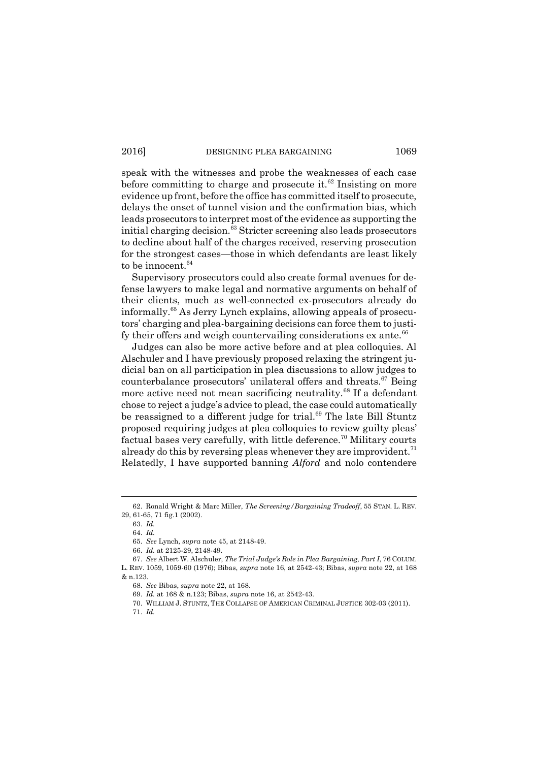speak with the witnesses and probe the weaknesses of each case before committing to charge and prosecute it.[62] Insisting on more evidence up front, before the office has committed itself to prosecute, delays the onset of tunnel vision and the confirmation bias, which leads prosecutors to interpret most of the evidence as supporting the initial charging decision.[63] Stricter screening also leads prosecutors to decline about half of the charges received, reserving prosecution for the strongest cases—those in which defendants are least likely to be innocent.[64]

Supervisory prosecutors could also create formal avenues for defense lawyers to make legal and normative arguments on behalf of their clients, much as well-connected ex-prosecutors already do informally.[65] As Jerry Lynch explains, allowing appeals of prosecutors' charging and plea-bargaining decisions can force them to justify their offers and weigh countervailing considerations ex ante.[66]

Judges can also be more active before and at plea colloquies. Al Alschuler and I have previously proposed relaxing the stringent judicial ban on all participation in plea discussions to allow judges to counterbalance prosecutors' unilateral offers and threats.[67] Being more active need not mean sacrificing neutrality.[68] If a defendant chose to reject a judge's advice to plead, the case could automatically be reassigned to a different judge for trial.[69] The late Bill Stuntz proposed requiring judges at plea colloquies to review guilty pleas' factual bases very carefully, with little deference.[70] Military courts already do this by reversing pleas whenever they are improvident.[71] Relatedly, I have supported banning *Alford* and nolo contendere

---

62. Ronald Wright & Marc Miller, *The Screening/Bargaining Tradeoff*, 55 STAN. L. REV. 29, 61-65, 71 fig.1 (2002).

63. *Id.*

64. *Id.*

65. *See* Lynch, *supra* note 45, at 2148-49.

66. *Id.* at 2125-29, 2148-49.

67. *See* Albert W. Alschuler, *The Trial Judge's Role in Plea Bargaining, Part I*, 76 COLUM. L. REV. 1059, 1059-60 (1976); Bibas, *supra* note 16, at 2542-43; Bibas, *supra* note 22, at 168 & n.123.

68. *See* Bibas, *supra* note 22, at 168.

69. *Id.* at 168 & n.123; Bibas, *supra* note 16, at 2542-43.

70. WILLIAM J. STUNTZ, THE COLLAPSE OF AMERICAN CRIMINAL JUSTICE 302-03 (2011).

71. *Id.*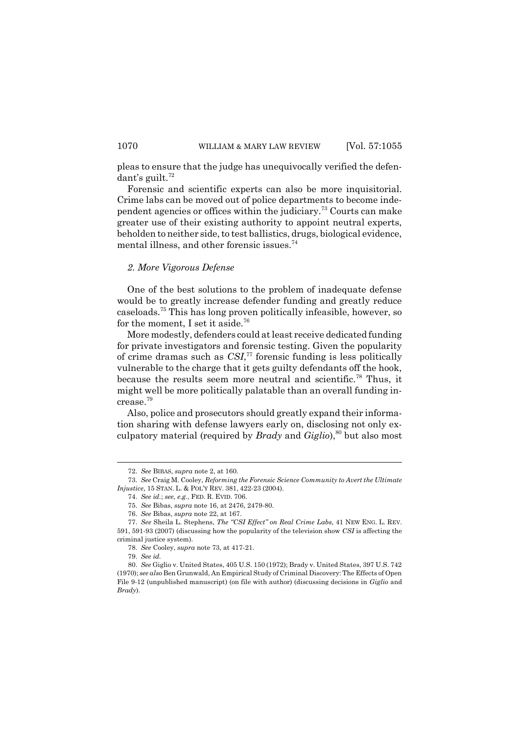pleas to ensure that the judge has unequivocally verified the defendant's guilt.[72]

Forensic and scientific experts can also be more inquisitorial. Crime labs can be moved out of police departments to become independent agencies or offices within the judiciary.[73] Courts can make greater use of their existing authority to appoint neutral experts, beholden to neither side, to test ballistics, drugs, biological evidence, mental illness, and other forensic issues.[74]

### *2. More Vigorous Defense*

One of the best solutions to the problem of inadequate defense would be to greatly increase defender funding and greatly reduce caseloads.[75] This has long proven politically infeasible, however, so for the moment, I set it aside.[76]

More modestly, defenders could at least receive dedicated funding for private investigators and forensic testing. Given the popularity of crime dramas such as *CSI*,[77] forensic funding is less politically vulnerable to the charge that it gets guilty defendants off the hook, because the results seem more neutral and scientific.[78] Thus, it might well be more politically palatable than an overall funding increase.[79]

Also, police and prosecutors should greatly expand their information sharing with defense lawyers early on, disclosing not only exculpatory material (required by *Brady* and *Giglio*),[80] but also most

---

72. *See* BIBAS, *supra* note 2, at 160.

73. *See* Craig M. Cooley, *Reforming the Forensic Science Community to Avert the Ultimate Injustice*, 15 STAN. L. & POL'Y REV. 381, 422-23 (2004).

74. *See id.*; *see, e.g.*, FED. R. EVID. 706.

75. *See* Bibas, *supra* note 16, at 2476, 2479-80.

76. *See* Bibas, *supra* note 22, at 167.

77. *See* Sheila L. Stephens, *The "CSI Effect" on Real Crime Labs*, 41 NEW ENG. L. REV. 591, 591-93 (2007) (discussing how the popularity of the television show *CSI* is affecting the criminal justice system).

78. *See* Cooley, *supra* note 73, at 417-21.

79. *See id.*

80. *See* Giglio v. United States, 405 U.S. 150 (1972); Brady v. United States, 397 U.S. 742 (1970); *see also* Ben Grunwald, An Empirical Study of Criminal Discovery: The Effects of Open File 9-12 (unpublished manuscript) (on file with author) (discussing decisions in *Giglio* and *Brady*).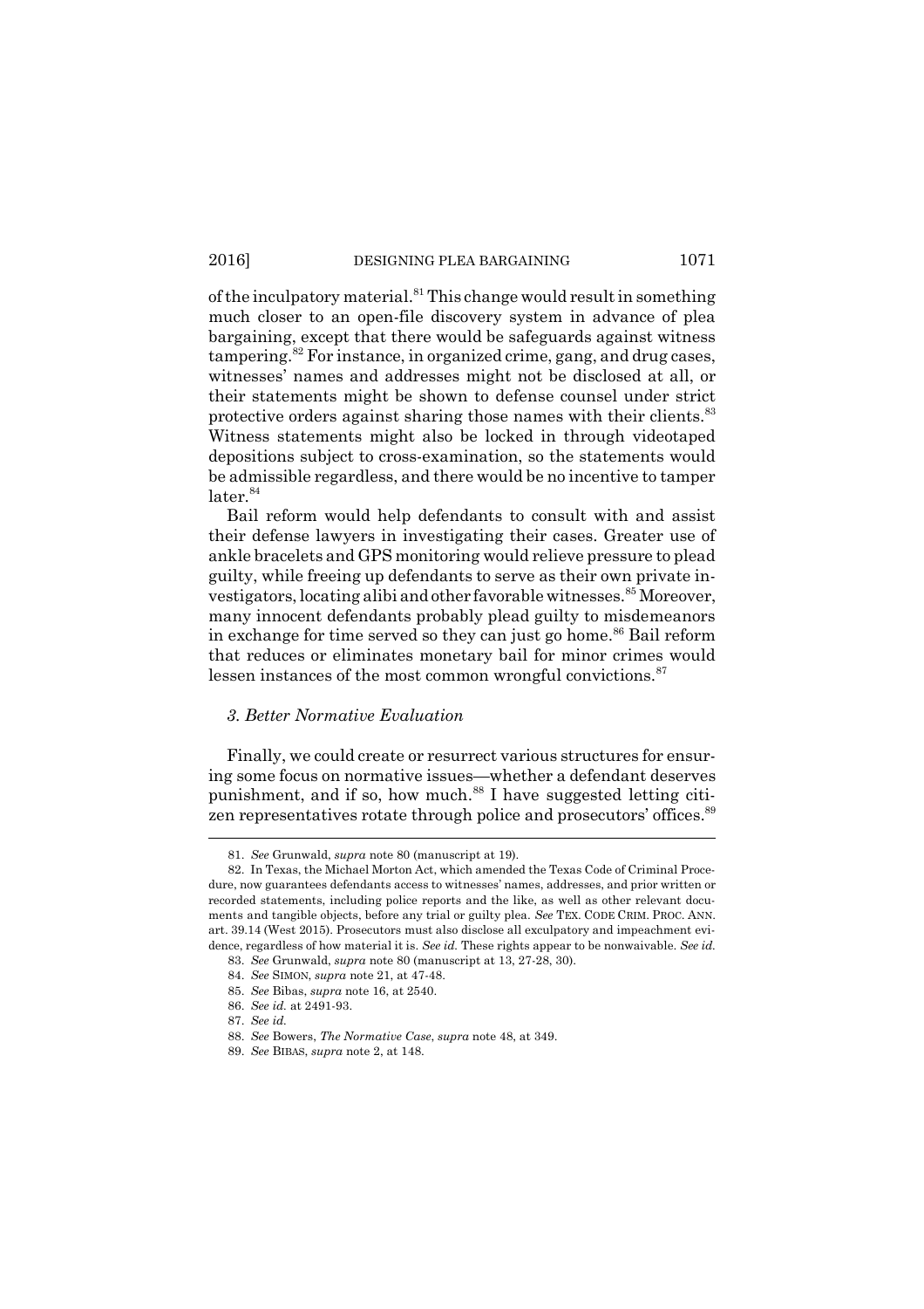of the inculpatory material.[81] This change would result in something much closer to an open-file discovery system in advance of plea bargaining, except that there would be safeguards against witness tampering.[82] For instance, in organized crime, gang, and drug cases, witnesses' names and addresses might not be disclosed at all, or their statements might be shown to defense counsel under strict protective orders against sharing those names with their clients.[83] Witness statements might also be locked in through videotaped depositions subject to cross-examination, so the statements would be admissible regardless, and there would be no incentive to tamper later.[84]

Bail reform would help defendants to consult with and assist their defense lawyers in investigating their cases. Greater use of ankle bracelets and GPS monitoring would relieve pressure to plead guilty, while freeing up defendants to serve as their own private investigators, locating alibi and other favorable witnesses.[85] Moreover, many innocent defendants probably plead guilty to misdemeanors in exchange for time served so they can just go home.[86] Bail reform that reduces or eliminates monetary bail for minor crimes would lessen instances of the most common wrongful convictions.[87]

### *3. Better Normative Evaluation*

Finally, we could create or resurrect various structures for ensuring some focus on normative issues—whether a defendant deserves punishment, and if so, how much.[88] I have suggested letting citizen representatives rotate through police and prosecutors' offices.[89]

---

81. *See* Grunwald, *supra* note 80 (manuscript at 19).

82. In Texas, the Michael Morton Act, which amended the Texas Code of Criminal Procedure, now guarantees defendants access to witnesses' names, addresses, and prior written or recorded statements, including police reports and the like, as well as other relevant documents and tangible objects, before any trial or guilty plea. *See* TEX. CODE CRIM. PROC. ANN. art. 39.14 (West 2015). Prosecutors must also disclose all exculpatory and impeachment evidence, regardless of how material it is. *See id.* These rights appear to be nonwaivable. *See id.*

83. *See* Grunwald, *supra* note 80 (manuscript at 13, 27-28, 30).

84. *See* SIMON, *supra* note 21, at 47-48.

85. *See* Bibas, *supra* note 16, at 2540.

86. *See id.* at 2491-93.

87. *See id.*

88. *See* Bowers, *The Normative Case*, *supra* note 48, at 349.

89. *See* BIBAS, *supra* note 2, at 148.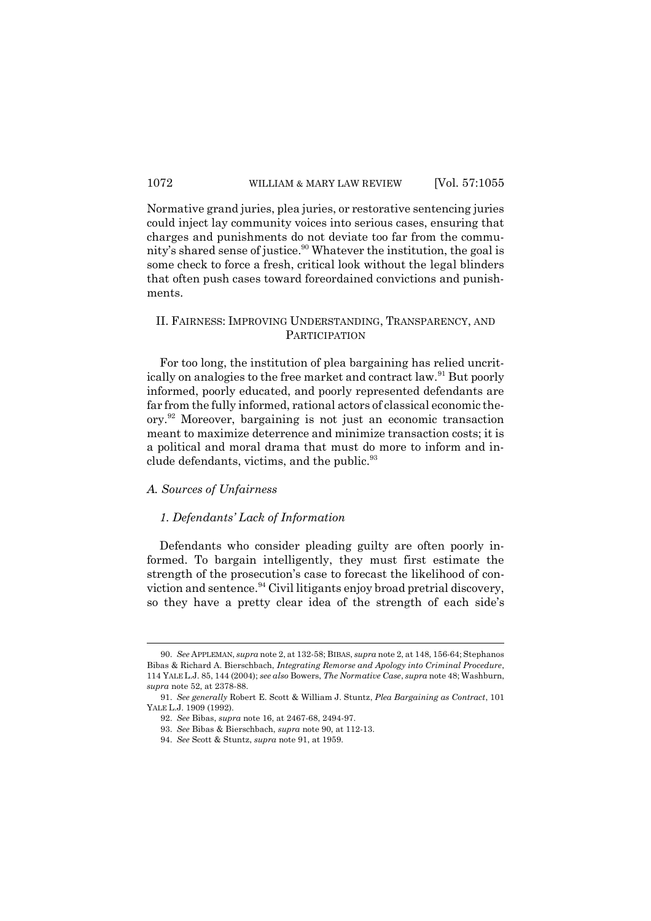Normative grand juries, plea juries, or restorative sentencing juries could inject lay community voices into serious cases, ensuring that charges and punishments do not deviate too far from the community's shared sense of justice.[90] Whatever the institution, the goal is some check to force a fresh, critical look without the legal blinders that often push cases toward foreordained convictions and punishments.

## II. FAIRNESS: IMPROVING UNDERSTANDING, TRANSPARENCY, AND PARTICIPATION

For too long, the institution of plea bargaining has relied uncritically on analogies to the free market and contract law.[91] But poorly informed, poorly educated, and poorly represented defendants are far from the fully informed, rational actors of classical economic theory.[92] Moreover, bargaining is not just an economic transaction meant to maximize deterrence and minimize transaction costs; it is a political and moral drama that must do more to inform and include defendants, victims, and the public.[93]

### *A. Sources of Unfairness*

#### *1. Defendants' Lack of Information*

Defendants who consider pleading guilty are often poorly informed. To bargain intelligently, they must first estimate the strength of the prosecution's case to forecast the likelihood of conviction and sentence.[94] Civil litigants enjoy broad pretrial discovery, so they have a pretty clear idea of the strength of each side's

---

90. *See* APPLEMAN, *supra* note 2, at 132-58; BIBAS, *supra* note 2, at 148, 156-64; Stephanos Bibas & Richard A. Bierschbach, *Integrating Remorse and Apology into Criminal Procedure*, 114 YALE L.J. 85, 144 (2004); *see also* Bowers, *The Normative Case*, *supra* note 48; Washburn, *supra* note 52, at 2378-88.

91. *See generally* Robert E. Scott & William J. Stuntz, *Plea Bargaining as Contract*, 101 YALE L.J. 1909 (1992).

92. *See* Bibas, *supra* note 16, at 2467-68, 2494-97.

93. *See* Bibas & Bierschbach, *supra* note 90, at 112-13.

94. *See* Scott & Stuntz, *supra* note 91, at 1959.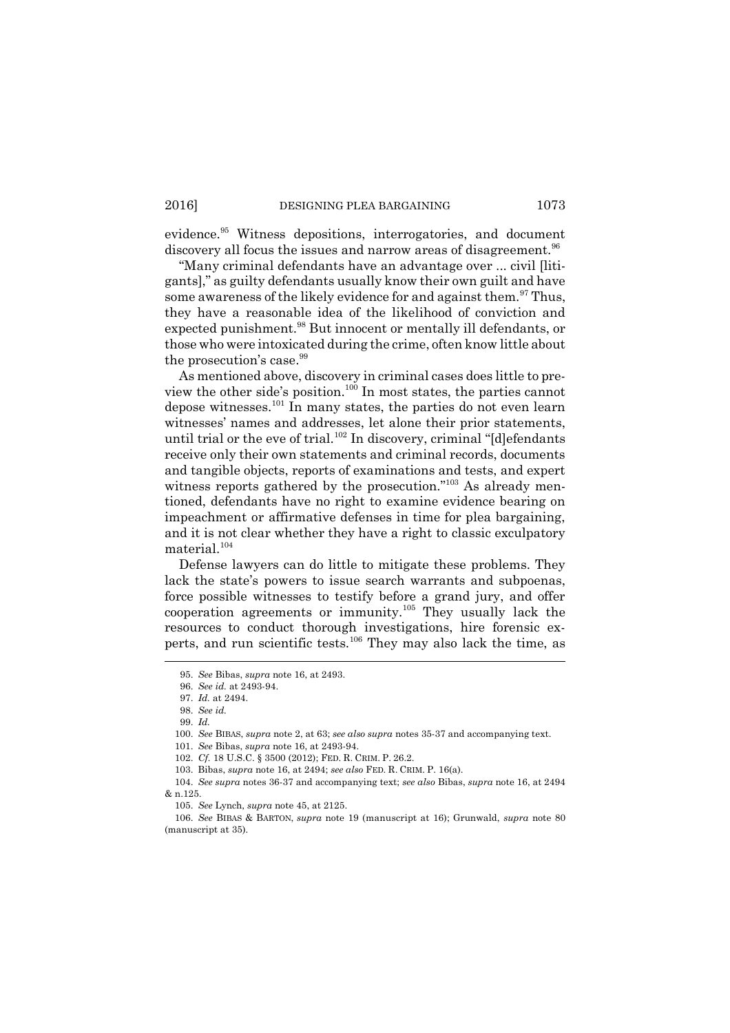evidence.[95] Witness depositions, interrogatories, and document discovery all focus the issues and narrow areas of disagreement.[96]

"Many criminal defendants have an advantage over ... civil [litigants]," as guilty defendants usually know their own guilt and have some awareness of the likely evidence for and against them.[97] Thus, they have a reasonable idea of the likelihood of conviction and expected punishment.[98] But innocent or mentally ill defendants, or those who were intoxicated during the crime, often know little about the prosecution's case.[99]

As mentioned above, discovery in criminal cases does little to preview the other side's position.[100] In most states, the parties cannot depose witnesses.[101] In many states, the parties do not even learn witnesses' names and addresses, let alone their prior statements, until trial or the eve of trial.[102] In discovery, criminal "[d]efendants receive only their own statements and criminal records, documents and tangible objects, reports of examinations and tests, and expert witness reports gathered by the prosecution."[103] As already mentioned, defendants have no right to examine evidence bearing on impeachment or affirmative defenses in time for plea bargaining, and it is not clear whether they have a right to classic exculpatory material.[104]

Defense lawyers can do little to mitigate these problems. They lack the state's powers to issue search warrants and subpoenas, force possible witnesses to testify before a grand jury, and offer cooperation agreements or immunity.[105] They usually lack the resources to conduct thorough investigations, hire forensic experts, and run scientific tests.[106] They may also lack the time, as

---

95. *See* Bibas, *supra* note 16, at 2493.

96. *See id.* at 2493-94.

97. *Id.* at 2494.

98. *See id.*

99. *Id.*

100. *See* BIBAS, *supra* note 2, at 63; *see also supra* notes 35-37 and accompanying text.

101. *See* Bibas, *supra* note 16, at 2493-94.

102. *Cf.* 18 U.S.C. § 3500 (2012); FED. R. CRIM. P. 26.2.

103. Bibas, *supra* note 16, at 2494; *see also* FED. R. CRIM. P. 16(a).

104. *See supra* notes 36-37 and accompanying text; *see also* Bibas, *supra* note 16, at 2494 & n.125.

105. *See* Lynch, *supra* note 45, at 2125.

106. *See* BIBAS & BARTON, *supra* note 19 (manuscript at 16); Grunwald, *supra* note 80 (manuscript at 35).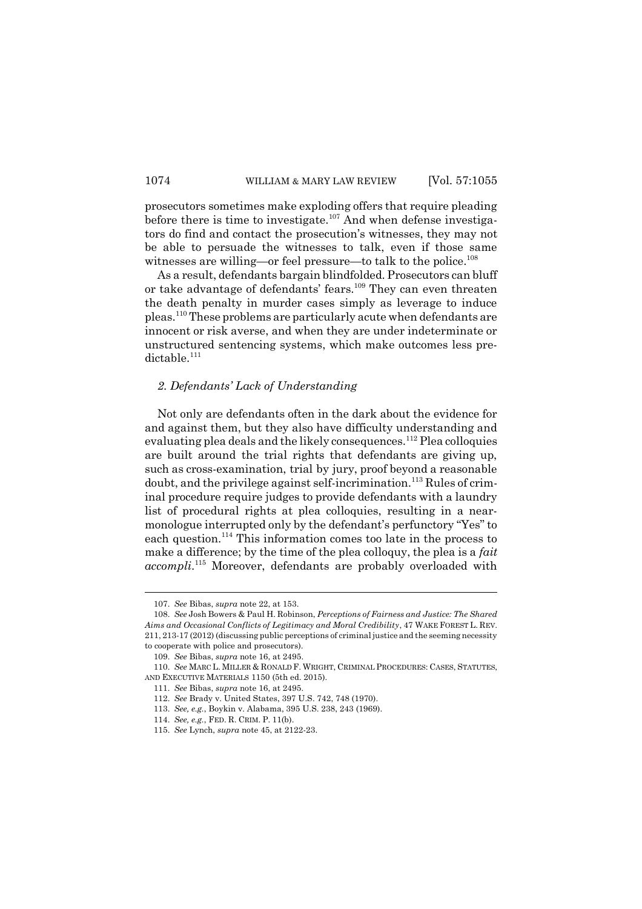prosecutors sometimes make exploding offers that require pleading before there is time to investigate.[107] And when defense investigators do find and contact the prosecution's witnesses, they may not be able to persuade the witnesses to talk, even if those same witnesses are willing—or feel pressure—to talk to the police.[108]

As a result, defendants bargain blindfolded. Prosecutors can bluff or take advantage of defendants' fears.[109] They can even threaten the death penalty in murder cases simply as leverage to induce pleas.[110] These problems are particularly acute when defendants are innocent or risk averse, and when they are under indeterminate or unstructured sentencing systems, which make outcomes less predictable.[111]

### *2. Defendants' Lack of Understanding*

Not only are defendants often in the dark about the evidence for and against them, but they also have difficulty understanding and evaluating plea deals and the likely consequences.[112] Plea colloquies are built around the trial rights that defendants are giving up, such as cross-examination, trial by jury, proof beyond a reasonable doubt, and the privilege against self-incrimination.[113] Rules of criminal procedure require judges to provide defendants with a laundry list of procedural rights at plea colloquies, resulting in a near-monologue interrupted only by the defendant's perfunctory "Yes" to each question.[114] This information comes too late in the process to make a difference; by the time of the plea colloquy, the plea is a *fait accompli*.[115] Moreover, defendants are probably overloaded with

---

107. *See* Bibas, *supra* note 22, at 153.

108. *See* Josh Bowers & Paul H. Robinson, *Perceptions of Fairness and Justice: The Shared Aims and Occasional Conflicts of Legitimacy and Moral Credibility*, 47 WAKE FOREST L. REV. 211, 213-17 (2012) (discussing public perceptions of criminal justice and the seeming necessity to cooperate with police and prosecutors).

109. *See* Bibas, *supra* note 16, at 2495.

110. *See* MARC L. MILLER & RONALD F. WRIGHT, CRIMINAL PROCEDURES: CASES, STATUTES, AND EXECUTIVE MATERIALS 1150 (5th ed. 2015).

111. *See* Bibas, *supra* note 16, at 2495.

112. *See* Brady v. United States, 397 U.S. 742, 748 (1970).

113. *See, e.g.*, Boykin v. Alabama, 395 U.S. 238, 243 (1969).

114. *See, e.g.*, FED. R. CRIM. P. 11(b).

115. *See* Lynch, *supra* note 45, at 2122-23.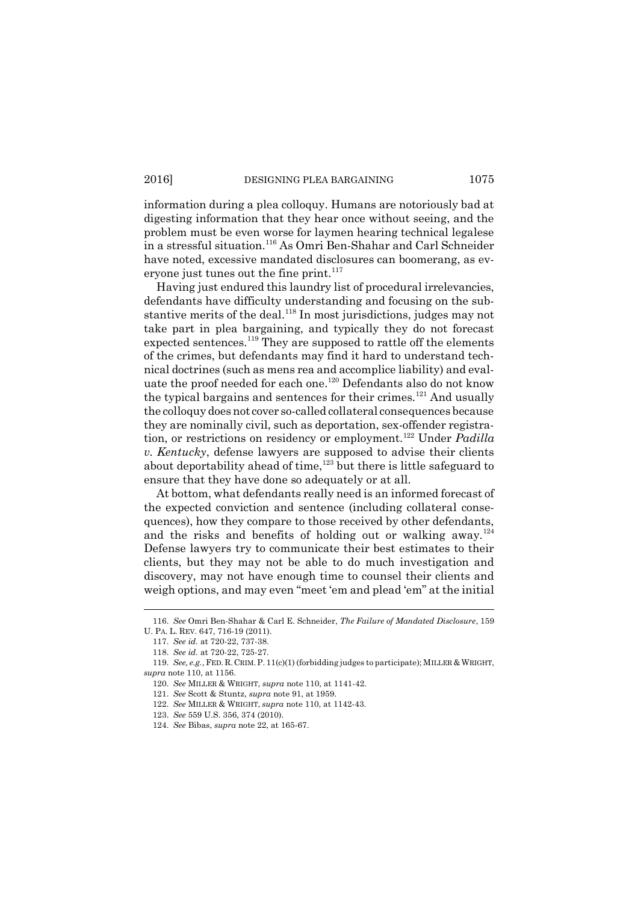information during a plea colloquy. Humans are notoriously bad at digesting information that they hear once without seeing, and the problem must be even worse for laymen hearing technical legalese in a stressful situation.[116] As Omri Ben-Shahar and Carl Schneider have noted, excessive mandated disclosures can boomerang, as everyone just tunes out the fine print.[117]

Having just endured this laundry list of procedural irrelevancies, defendants have difficulty understanding and focusing on the substantive merits of the deal.[118] In most jurisdictions, judges may not take part in plea bargaining, and typically they do not forecast expected sentences.[119] They are supposed to rattle off the elements of the crimes, but defendants may find it hard to understand technical doctrines (such as mens rea and accomplice liability) and evaluate the proof needed for each one.[120] Defendants also do not know the typical bargains and sentences for their crimes.[121] And usually the colloquy does not cover so-called collateral consequences because they are nominally civil, such as deportation, sex-offender registration, or restrictions on residency or employment.[122] Under *Padilla v. Kentucky*, defense lawyers are supposed to advise their clients about deportability ahead of time,[123] but there is little safeguard to ensure that they have done so adequately or at all.

At bottom, what defendants really need is an informed forecast of the expected conviction and sentence (including collateral consequences), how they compare to those received by other defendants, and the risks and benefits of holding out or walking away.[124] Defense lawyers try to communicate their best estimates to their clients, but they may not be able to do much investigation and discovery, may not have enough time to counsel their clients and weigh options, and may even "meet 'em and plead 'em" at the initial

---

116. *See* Omri Ben-Shahar & Carl E. Schneider, *The Failure of Mandated Disclosure*, 159 U. PA. L. REV. 647, 716-19 (2011).

117. *See id.* at 720-22, 737-38.

118. *See id.* at 720-22, 725-27.

119. *See, e.g.*, FED. R. CRIM. P. 11(c)(1) (forbidding judges to participate); MILLER & WRIGHT, *supra* note 110, at 1156.

120. *See* MILLER & WRIGHT, *supra* note 110, at 1141-42.

121. *See* Scott & Stuntz, *supra* note 91, at 1959.

122. *See* MILLER & WRIGHT, *supra* note 110, at 1142-43.

123. *See* 559 U.S. 356, 374 (2010).

124. *See* Bibas, *supra* note 22, at 165-67.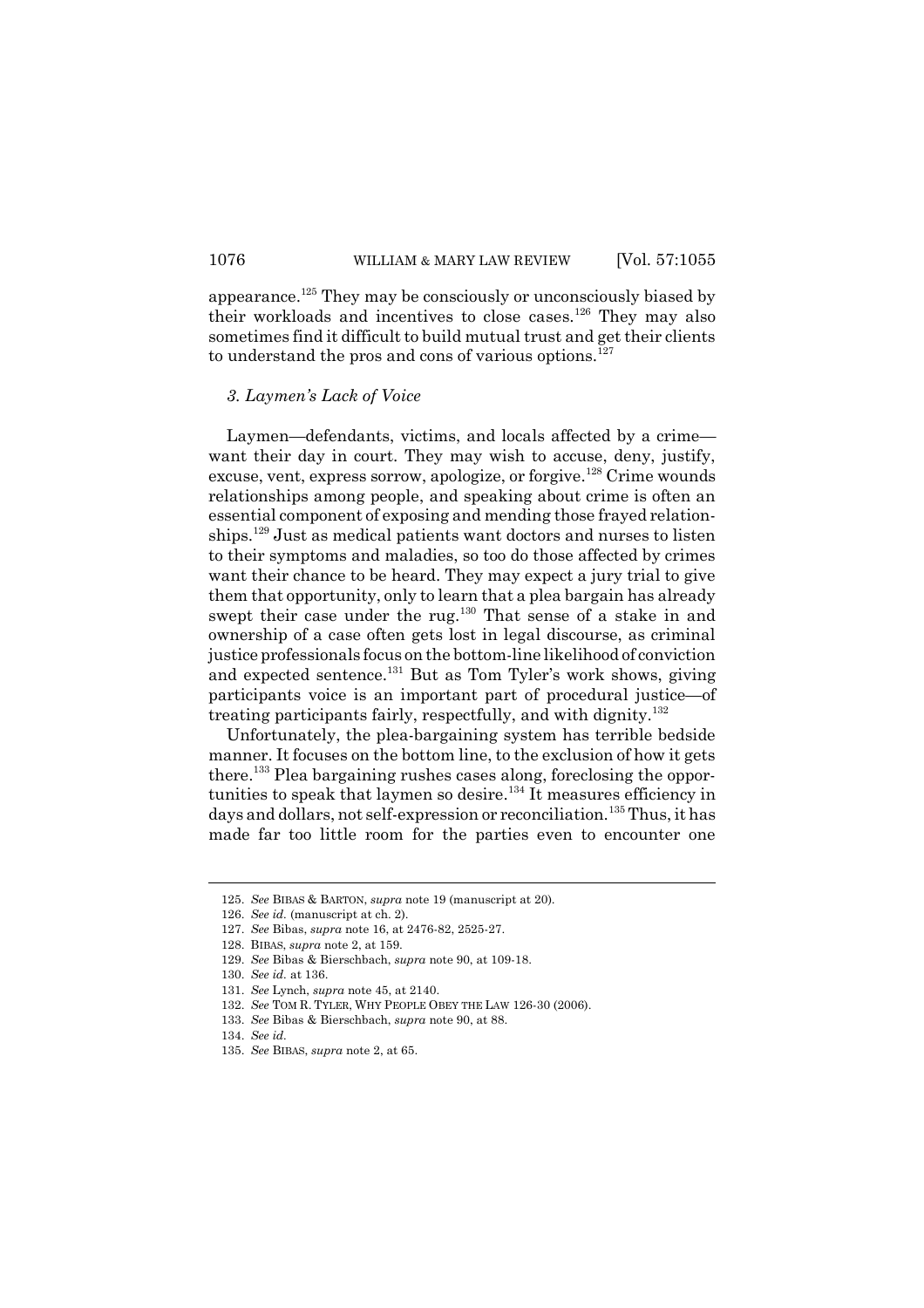appearance.[125] They may be consciously or unconsciously biased by their workloads and incentives to close cases.[126] They may also sometimes find it difficult to build mutual trust and get their clients to understand the pros and cons of various options.[127]

### *3. Laymen's Lack of Voice*

Laymen—defendants, victims, and locals affected by a crime—want their day in court. They may wish to accuse, deny, justify, excuse, vent, express sorrow, apologize, or forgive.[128] Crime wounds relationships among people, and speaking about crime is often an essential component of exposing and mending those frayed relationships.[129] Just as medical patients want doctors and nurses to listen to their symptoms and maladies, so too do those affected by crimes want their chance to be heard. They may expect a jury trial to give them that opportunity, only to learn that a plea bargain has already swept their case under the rug.[130] That sense of a stake in and ownership of a case often gets lost in legal discourse, as criminal justice professionals focus on the bottom-line likelihood of conviction and expected sentence.[131] But as Tom Tyler's work shows, giving participants voice is an important part of procedural justice—of treating participants fairly, respectfully, and with dignity.[132]

Unfortunately, the plea-bargaining system has terrible bedside manner. It focuses on the bottom line, to the exclusion of how it gets there.[133] Plea bargaining rushes cases along, foreclosing the opportunities to speak that laymen so desire.[134] It measures efficiency in days and dollars, not self-expression or reconciliation.[135] Thus, it has made far too little room for the parties even to encounter one

---

125. *See* BIBAS & BARTON, *supra* note 19 (manuscript at 20).

126. *See id.* (manuscript at ch. 2).

127. *See* Bibas, *supra* note 16, at 2476-82, 2525-27.

128. BIBAS, *supra* note 2, at 159.

129. *See* Bibas & Bierschbach, *supra* note 90, at 109-18.

130. *See id.* at 136.

131. *See* Lynch, *supra* note 45, at 2140.

132. *See* TOM R. TYLER, WHY PEOPLE OBEY THE LAW 126-30 (2006).

133. *See* Bibas & Bierschbach, *supra* note 90, at 88.

134. *See id.*

135. *See* BIBAS, *supra* note 2, at 65.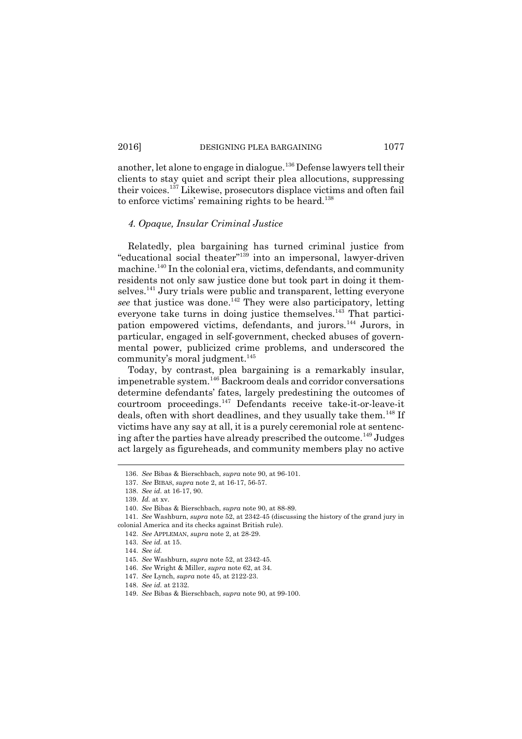another, let alone to engage in dialogue.[136] Defense lawyers tell their clients to stay quiet and script their plea allocutions, suppressing their voices.[137] Likewise, prosecutors displace victims and often fail to enforce victims' remaining rights to be heard.[138]

#### *4. Opaque, Insular Criminal Justice*

Relatedly, plea bargaining has turned criminal justice from "educational social theater"[139] into an impersonal, lawyer-driven machine.[140] In the colonial era, victims, defendants, and community residents not only saw justice done but took part in doing it themselves.[141] Jury trials were public and transparent, letting everyone *see* that justice was done.[142] They were also participatory, letting everyone take turns in doing justice themselves.[143] That participation empowered victims, defendants, and jurors.[144] Jurors, in particular, engaged in self-government, checked abuses of governmental power, publicized crime problems, and underscored the community's moral judgment.[145]

Today, by contrast, plea bargaining is a remarkably insular, impenetrable system.[146] Backroom deals and corridor conversations determine defendants' fates, largely predestining the outcomes of courtroom proceedings.[147] Defendants receive take-it-or-leave-it deals, often with short deadlines, and they usually take them.[148] If victims have any say at all, it is a purely ceremonial role at sentencing after the parties have already prescribed the outcome.[149] Judges act largely as figureheads, and community members play no active

---

136. *See* Bibas & Bierschbach, *supra* note 90, at 96-101.

137. *See* BIBAS, *supra* note 2, at 16-17, 56-57.

138. *See id.* at 16-17, 90.

139. *Id.* at xv.

140. *See* Bibas & Bierschbach, *supra* note 90, at 88-89.

141. *See* Washburn, *supra* note 52, at 2342-45 (discussing the history of the grand jury in colonial America and its checks against British rule).

142. *See* APPLEMAN, *supra* note 2, at 28-29.

143. *See id.* at 15.

144. *See id.*

145. *See* Washburn, *supra* note 52, at 2342-45.

146. *See* Wright & Miller, *supra* note 62, at 34.

147. *See* Lynch, *supra* note 45, at 2122-23.

148. *See id.* at 2132.

149. *See* Bibas & Bierschbach, *supra* note 90, at 99-100.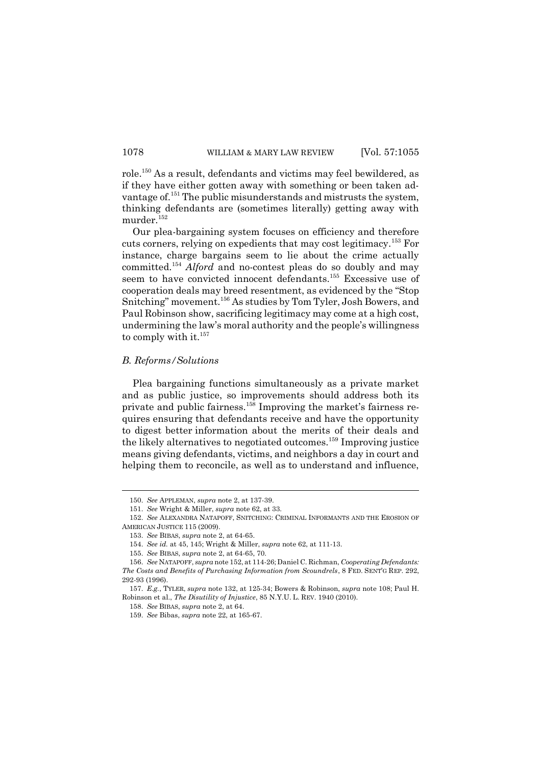role.[150] As a result, defendants and victims may feel bewildered, as if they have either gotten away with something or been taken advantage of.[151] The public misunderstands and mistrusts the system, thinking defendants are (sometimes literally) getting away with murder.[152]

Our plea-bargaining system focuses on efficiency and therefore cuts corners, relying on expedients that may cost legitimacy.[153] For instance, charge bargains seem to lie about the crime actually committed.[154] *Alford* and no-contest pleas do so doubly and may seem to have convicted innocent defendants.[155] Excessive use of cooperation deals may breed resentment, as evidenced by the "Stop Snitching" movement.[156] As studies by Tom Tyler, Josh Bowers, and Paul Robinson show, sacrificing legitimacy may come at a high cost, undermining the law's moral authority and the people's willingness to comply with it.[157]

### *B. Reforms/Solutions*

Plea bargaining functions simultaneously as a private market and as public justice, so improvements should address both its private and public fairness.[158] Improving the market's fairness requires ensuring that defendants receive and have the opportunity to digest better information about the merits of their deals and the likely alternatives to negotiated outcomes.[159] Improving justice means giving defendants, victims, and neighbors a day in court and helping them to reconcile, as well as to understand and influence,

---

150. *See* APPLEMAN, *supra* note 2, at 137-39.

151. *See* Wright & Miller, *supra* note 62, at 33.

152. *See* ALEXANDRA NATAPOFF, SNITCHING: CRIMINAL INFORMANTS AND THE EROSION OF AMERICAN JUSTICE 115 (2009).

153. *See* BIBAS, *supra* note 2, at 64-65.

154. *See id.* at 45, 145; Wright & Miller, *supra* note 62, at 111-13.

155. *See* BIBAS, *supra* note 2, at 64-65, 70.

156. *See* NATAPOFF, *supra* note 152, at 114-26; Daniel C. Richman, *Cooperating Defendants: The Costs and Benefits of Purchasing Information from Scoundrels*, 8 FED. SENT'G REP. 292, 292-93 (1996).

157. *E.g.*, TYLER, *supra* note 132, at 125-34; Bowers & Robinson, *supra* note 108; Paul H. Robinson et al., *The Disutility of Injustice*, 85 N.Y.U. L. REV. 1940 (2010).

158. *See* BIBAS, *supra* note 2, at 64.

159. *See* Bibas, *supra* note 22, at 165-67.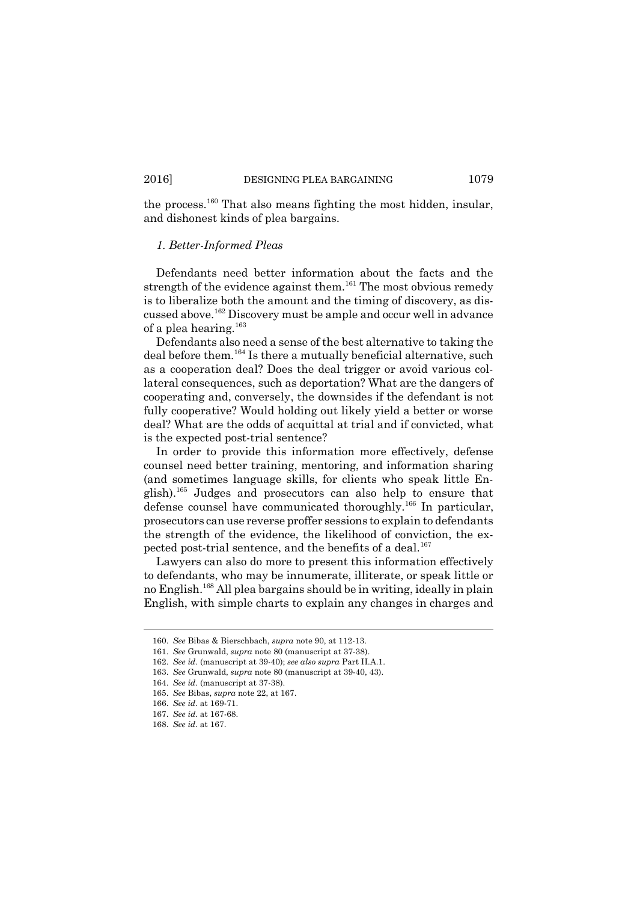the process.[160] That also means fighting the most hidden, insular, and dishonest kinds of plea bargains.

### *1. Better-Informed Pleas*

Defendants need better information about the facts and the strength of the evidence against them.[161] The most obvious remedy is to liberalize both the amount and the timing of discovery, as discussed above.[162] Discovery must be ample and occur well in advance of a plea hearing.[163]

Defendants also need a sense of the best alternative to taking the deal before them.[164] Is there a mutually beneficial alternative, such as a cooperation deal? Does the deal trigger or avoid various collateral consequences, such as deportation? What are the dangers of cooperating and, conversely, the downsides if the defendant is not fully cooperative? Would holding out likely yield a better or worse deal? What are the odds of acquittal at trial and if convicted, what is the expected post-trial sentence?

In order to provide this information more effectively, defense counsel need better training, mentoring, and information sharing (and sometimes language skills, for clients who speak little English).[165] Judges and prosecutors can also help to ensure that defense counsel have communicated thoroughly.[166] In particular, prosecutors can use reverse proffer sessions to explain to defendants the strength of the evidence, the likelihood of conviction, the expected post-trial sentence, and the benefits of a deal.[167]

Lawyers can also do more to present this information effectively to defendants, who may be innumerate, illiterate, or speak little or no English.[168] All plea bargains should be in writing, ideally in plain English, with simple charts to explain any changes in charges and

---

160. *See* Bibas & Bierschbach, *supra* note 90, at 112-13.

161. *See* Grunwald, *supra* note 80 (manuscript at 37-38).

162. *See id.* (manuscript at 39-40); *see also supra* Part II.A.1.

163. *See* Grunwald, *supra* note 80 (manuscript at 39-40, 43).

164. *See id.* (manuscript at 37-38).

165. *See* Bibas, *supra* note 22, at 167.

166. *See id.* at 169-71.

167. *See id.* at 167-68.

168. *See id.* at 167.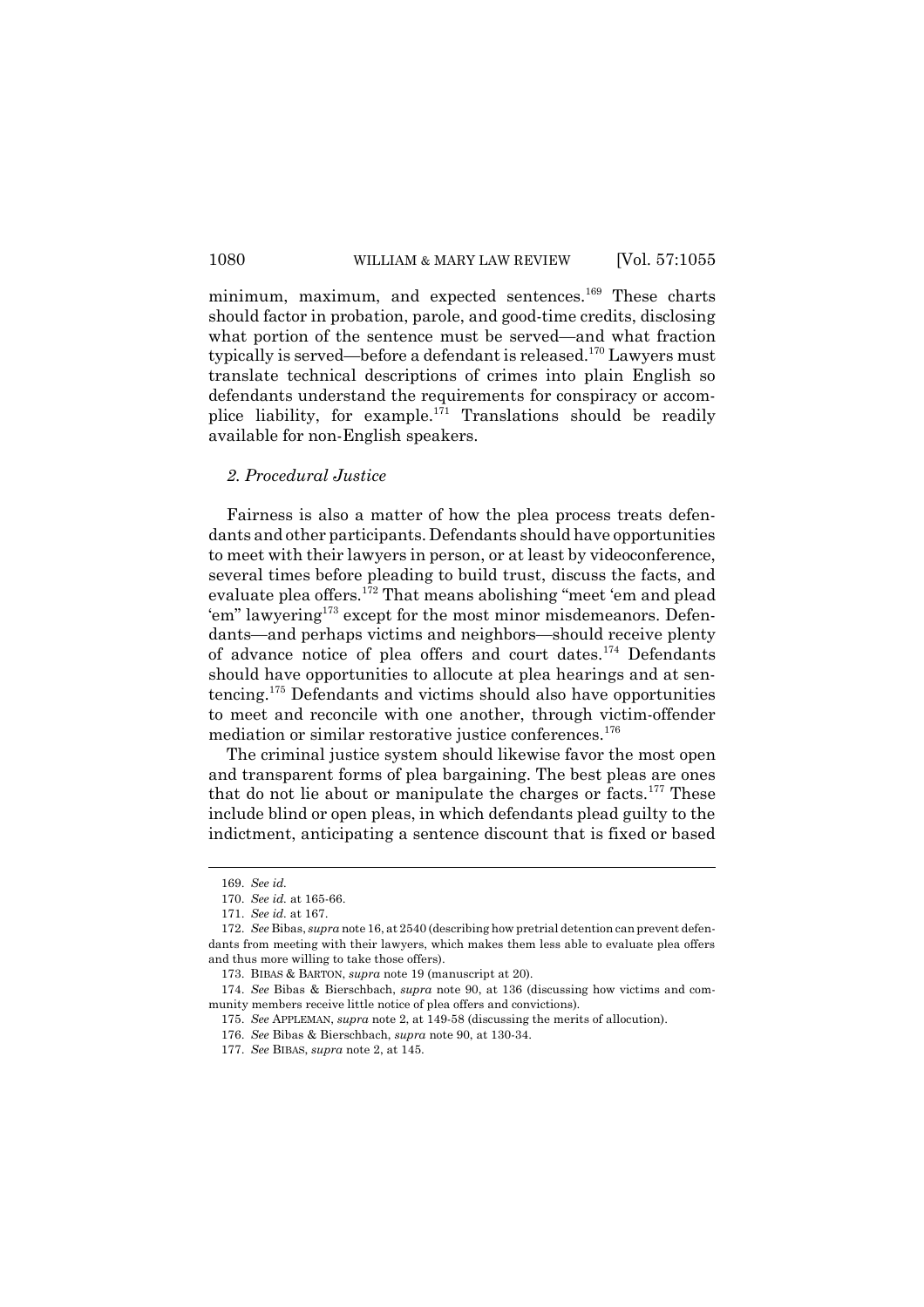minimum, maximum, and expected sentences.[169] These charts should factor in probation, parole, and good-time credits, disclosing what portion of the sentence must be served—and what fraction typically is served—before a defendant is released.[170] Lawyers must translate technical descriptions of crimes into plain English so defendants understand the requirements for conspiracy or accomplice liability, for example.[171] Translations should be readily available for non-English speakers.

### *2. Procedural Justice*

Fairness is also a matter of how the plea process treats defendants and other participants. Defendants should have opportunities to meet with their lawyers in person, or at least by videoconference, several times before pleading to build trust, discuss the facts, and evaluate plea offers.[172] That means abolishing "meet 'em and plead 'em" lawyering[173] except for the most minor misdemeanors. Defendants—and perhaps victims and neighbors—should receive plenty of advance notice of plea offers and court dates.[174] Defendants should have opportunities to allocute at plea hearings and at sentencing.[175] Defendants and victims should also have opportunities to meet and reconcile with one another, through victim-offender mediation or similar restorative justice conferences.[176]

The criminal justice system should likewise favor the most open and transparent forms of plea bargaining. The best pleas are ones that do not lie about or manipulate the charges or facts.[177] These include blind or open pleas, in which defendants plead guilty to the indictment, anticipating a sentence discount that is fixed or based

---

169. *See id.*

170. *See id.* at 165-66.

171. *See id.* at 167.

172. *See* Bibas, *supra* note 16, at 2540 (describing how pretrial detention can prevent defendants from meeting with their lawyers, which makes them less able to evaluate plea offers and thus more willing to take those offers).

173. BIBAS & BARTON, *supra* note 19 (manuscript at 20).

174. *See* Bibas & Bierschbach, *supra* note 90, at 136 (discussing how victims and community members receive little notice of plea offers and convictions).

175. *See* APPLEMAN, *supra* note 2, at 149-58 (discussing the merits of allocution).

176. *See* Bibas & Bierschbach, *supra* note 90, at 130-34.

177. *See* BIBAS, *supra* note 2, at 145.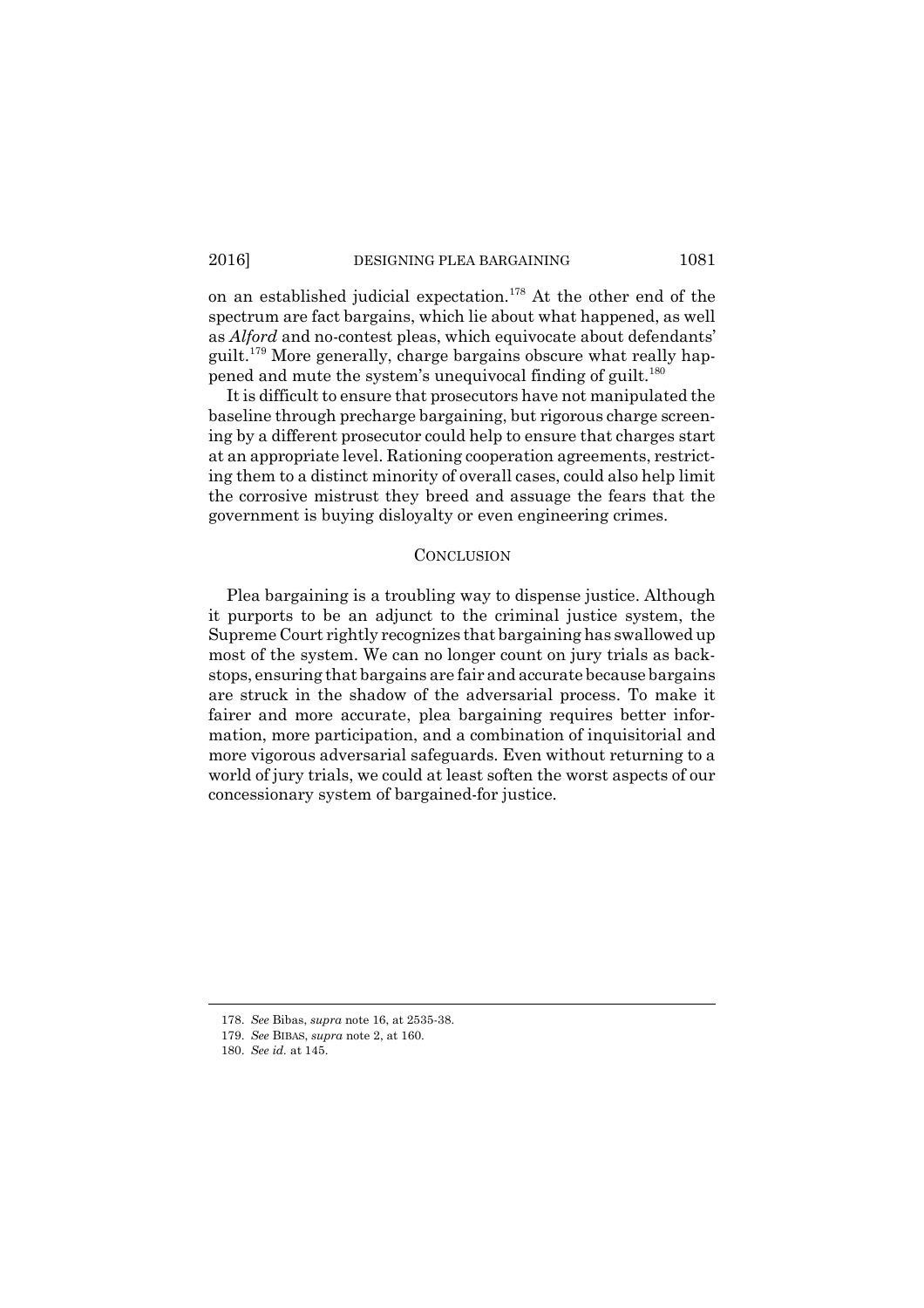on an established judicial expectation.[178] At the other end of the spectrum are fact bargains, which lie about what happened, as well as *Alford* and no-contest pleas, which equivocate about defendants' guilt.[179] More generally, charge bargains obscure what really happened and mute the system's unequivocal finding of guilt.[180]

It is difficult to ensure that prosecutors have not manipulated the baseline through precharge bargaining, but rigorous charge screening by a different prosecutor could help to ensure that charges start at an appropriate level. Rationing cooperation agreements, restricting them to a distinct minority of overall cases, could also help limit the corrosive mistrust they breed and assuage the fears that the government is buying disloyalty or even engineering crimes.

## CONCLUSION

Plea bargaining is a troubling way to dispense justice. Although it purports to be an adjunct to the criminal justice system, the Supreme Court rightly recognizes that bargaining has swallowed up most of the system. We can no longer count on jury trials as backstops, ensuring that bargains are fair and accurate because bargains are struck in the shadow of the adversarial process. To make it fairer and more accurate, plea bargaining requires better information, more participation, and a combination of inquisitorial and more vigorous adversarial safeguards. Even without returning to a world of jury trials, we could at least soften the worst aspects of our concessionary system of bargained-for justice.

---

178. *See* Bibas, *supra* note 16, at 2535-38.

179. *See* BIBAS, *supra* note 2, at 160.

180. *See id.* at 145.